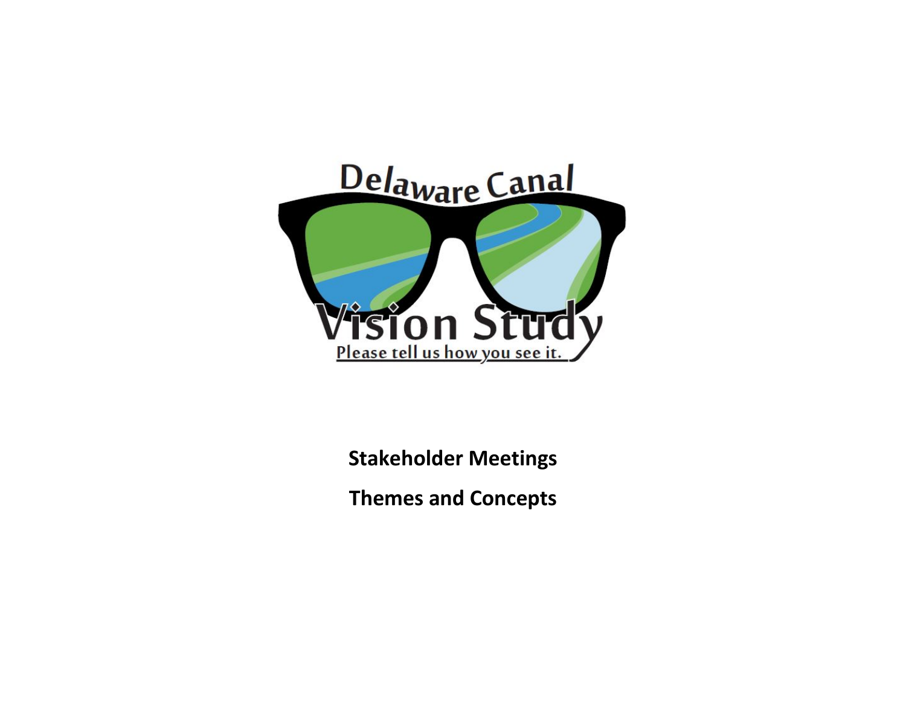Delaware Canal

Vision Study

Please tell us how you see it.

**Stakeholder Meetings**

**Themes and Concepts**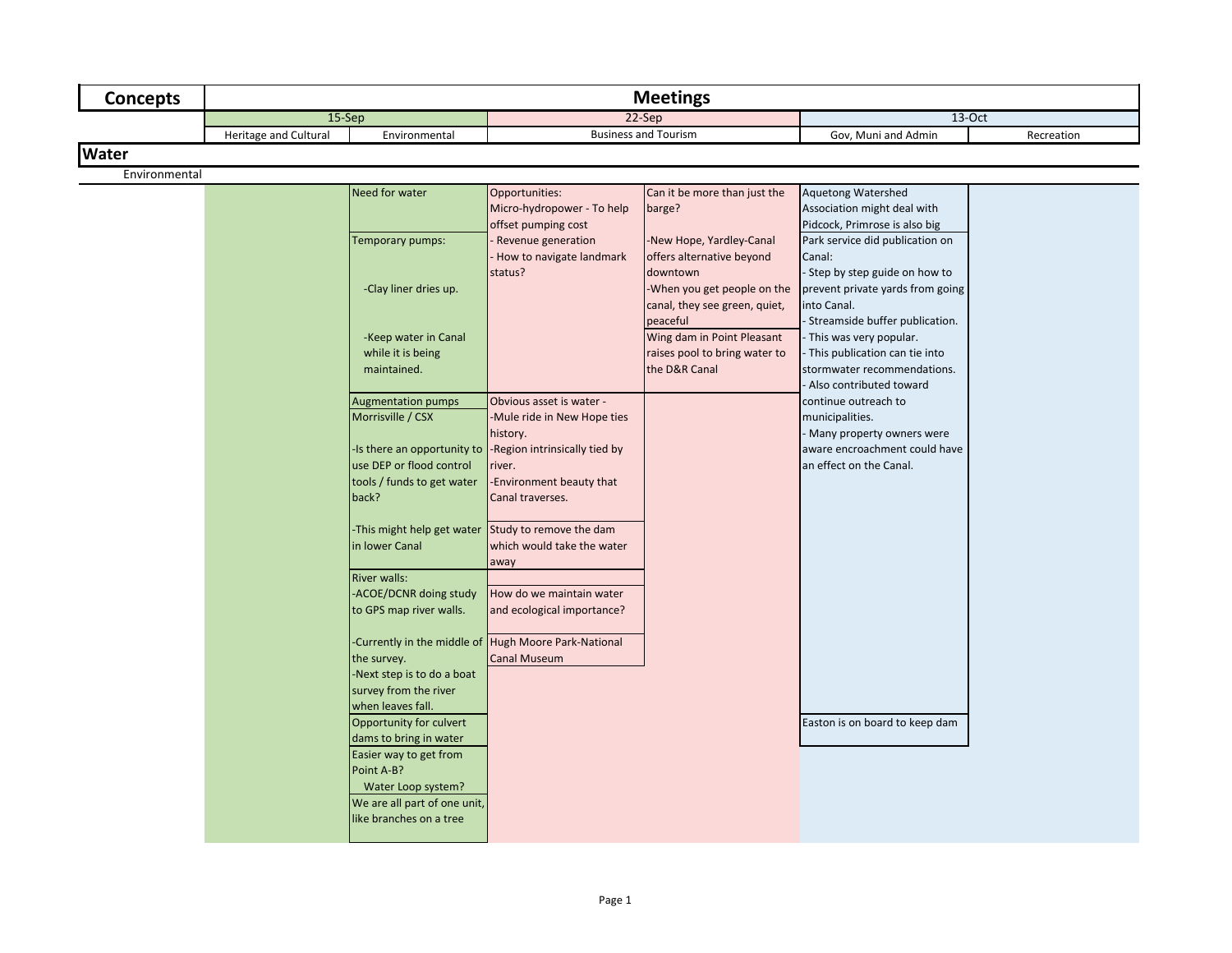| Concepts | Meetings | | | | | |
|---|---|---|---|---|---|---|
| | 15-Sep | | 22-Sep | | 13-Oct | |
| | Heritage and Cultural | Environmental | Business and Tourism | | Gov, Muni and Admin | Recreation |
| **Water** | | | | | | |
| Environmental | | | | | | |
| | | Need for water | Opportunities:<br>Micro-hydropower - To help offset pumping cost<br>- Revenue generation<br>- How to navigate landmark status? | Can it be more than just the barge?<br><br>-New Hope, Yardley-Canal offers alternative beyond downtown<br>-When you get people on the canal, they see green, quiet, peaceful | Aquetong Watershed Association might deal with Pidcock, Primrose is also big | |
| | | Temporary pumps:<br><br>-Clay liner dries up.<br><br>-Keep water in Canal while it is being maintained. | | Wing dam in Point Pleasant raises pool to bring water to the D&R Canal | Park service did publication on Canal:<br>- Step by step guide on how to prevent private yards from going into Canal.<br>- Streamside buffer publication.<br>- This was very popular.<br>- This publication can tie into stormwater recommendations.<br>- Also contributed toward continue outreach to municipalities.<br>- Many property owners were aware encroachment could have an effect on the Canal. | |
| | | Augmentation pumps<br>Morrisville / CSX<br><br>-Is there an opportunity to use DEP or flood control tools / funds to get water back?<br><br>-This might help get water in lower Canal | Obvious asset is water -<br>-Mule ride in New Hope ties history.<br>-Region intrinsically tied by river.<br>-Environment beauty that Canal traverses. | | | |
| | | | Study to remove the dam which would take the water away | | | |
| | | River walls:<br>-ACOE/DCNR doing study to GPS map river walls.<br><br>-Currently in the middle of the survey.<br>-Next step is to do a boat survey from the river when leaves fall. | How do we maintain water and ecological importance? | | | |
| | | | Hugh Moore Park-National Canal Museum | | | |
| | | Opportunity for culvert dams to bring in water | | | Easton is on board to keep dam | |
| | | Easier way to get from Point A-B?<br>Water Loop system? | | | | |
| | | We are all part of one unit, like branches on a tree | | | | |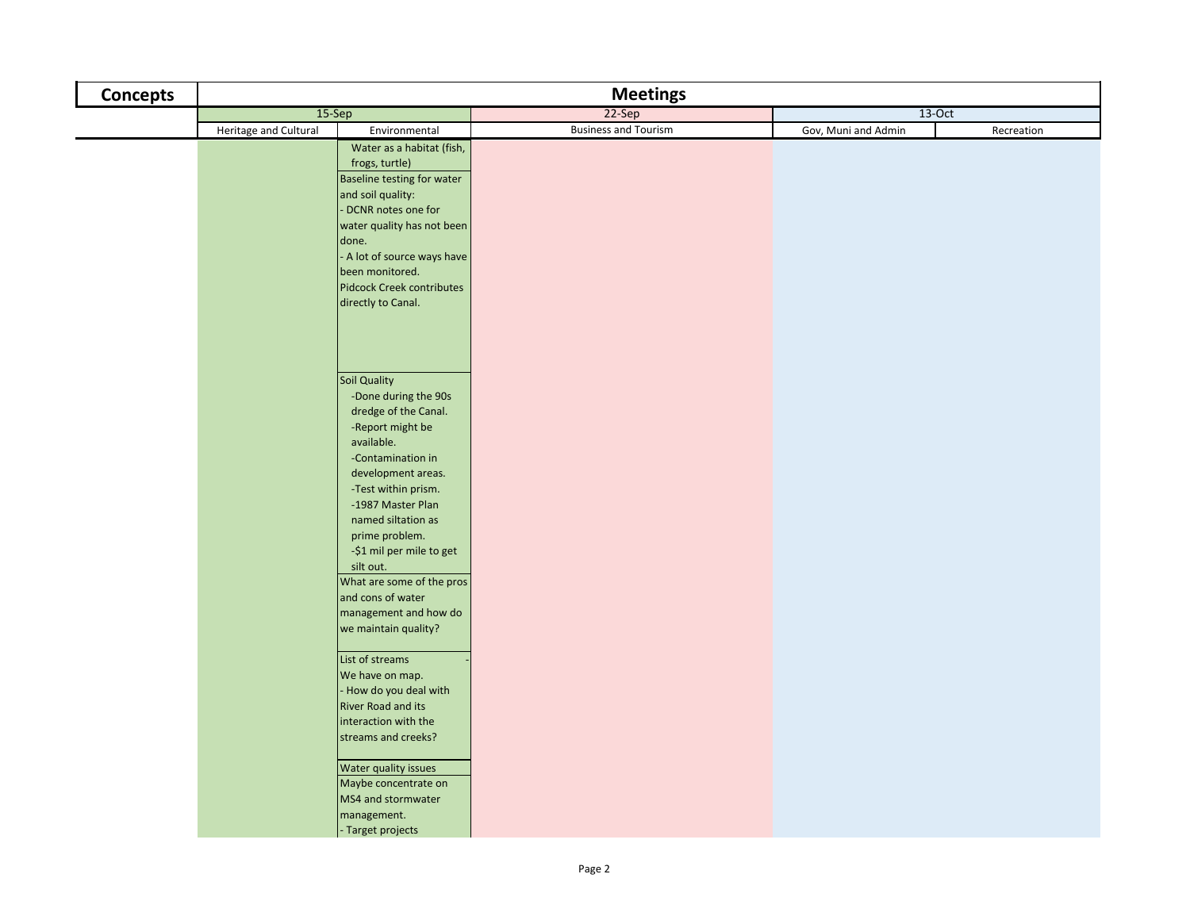| Concepts | Meetings | | | | |
|---|---|---|---|---|---|
| | 15-Sep | | 22-Sep | 13-Oct | |
| | Heritage and Cultural | Environmental | Business and Tourism | Gov, Muni and Admin | Recreation |
| | | Water as a habitat (fish, frogs, turtle) | | | |
| | | Baseline testing for water and soil quality:<br>- DCNR notes one for water quality has not been done.<br>- A lot of source ways have been monitored.<br>Pidcock Creek contributes directly to Canal. | | | |
| | | Soil Quality<br>-Done during the 90s dredge of the Canal.<br>-Report might be available.<br>-Contamination in development areas.<br>-Test within prism.<br>-1987 Master Plan named siltation as prime problem.<br>-$1 mil per mile to get silt out. | | | |
| | | What are some of the pros and cons of water management and how do we maintain quality? | | | |
| | | List of streams -<br>We have on map.<br>- How do you deal with River Road and its interaction with the streams and creeks? | | | |
| | | Water quality issues | | | |
| | | Maybe concentrate on MS4 and stormwater management.<br>- Target projects | | | |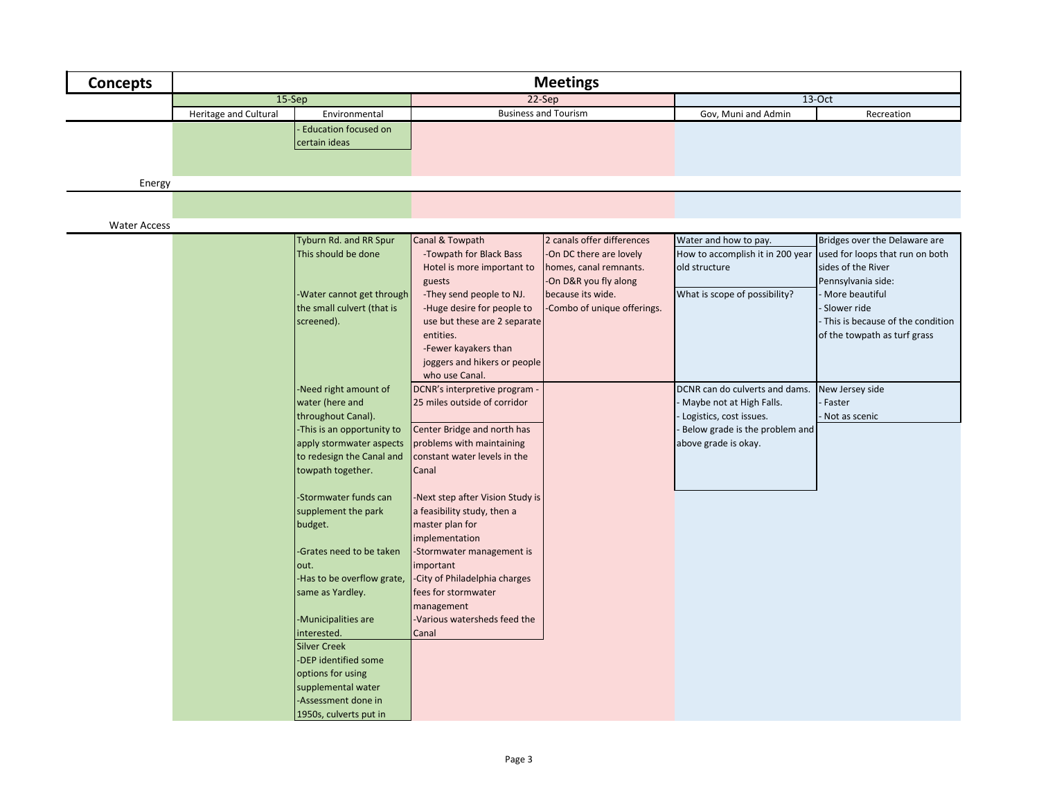| Concepts | Meetings | | | | | |
|---|---|---|---|---|---|---|
| | 15-Sep | | 22-Sep | | 13-Oct | |
| | Heritage and Cultural | Environmental | Business and Tourism | | Gov, Muni and Admin | Recreation |
| | | - Education focused on certain ideas | | | | |
| Energy | | | | | | |
| Water Access | | | | | | |
| | | Tyburn Rd. and RR Spur This should be done<br><br>-Water cannot get through the small culvert (that is screened). | Canal & Towpath<br>-Towpath for Black Bass Hotel is more important to guests<br>-They send people to NJ.<br>-Huge desire for people to use but these are 2 separate entities.<br>-Fewer kayakers than joggers and hikers or people who use Canal. | 2 canals offer differences<br>-On DC there are lovely homes, canal remnants.<br>-On D&R you fly along because its wide.<br>-Combo of unique offerings. | Water and how to pay.<br><br>How to accomplish it in 200 year old structure<br><br>What is scope of possibility? | Bridges over the Delaware are used for loops that run on both sides of the River<br>Pennsylvania side:<br>- More beautiful<br>- Slower ride<br>- This is because of the condition of the towpath as turf grass |
| | | -Need right amount of water (here and throughout Canal).<br>-This is an opportunity to apply stormwater aspects to redesign the Canal and towpath together.<br><br>-Stormwater funds can supplement the park budget.<br><br>-Grates need to be taken out.<br>-Has to be overflow grate, same as Yardley.<br><br>-Municipalities are interested. | DCNR's interpretive program - 25 miles outside of corridor<br><br>Center Bridge and north has problems with maintaining constant water levels in the Canal<br><br>-Next step after Vision Study is a feasibility study, then a master plan for implementation<br>-Stormwater management is important<br>-City of Philadelphia charges fees for stormwater management<br>-Various watersheds feed the Canal | | DCNR can do culverts and dams.<br>- Maybe not at High Falls.<br>- Logistics, cost issues.<br>- Below grade is the problem and above grade is okay. | New Jersey side<br>- Faster<br>- Not as scenic |
| | | Silver Creek<br>-DEP identified some options for using supplemental water<br>-Assessment done in 1950s, culverts put in | | | | |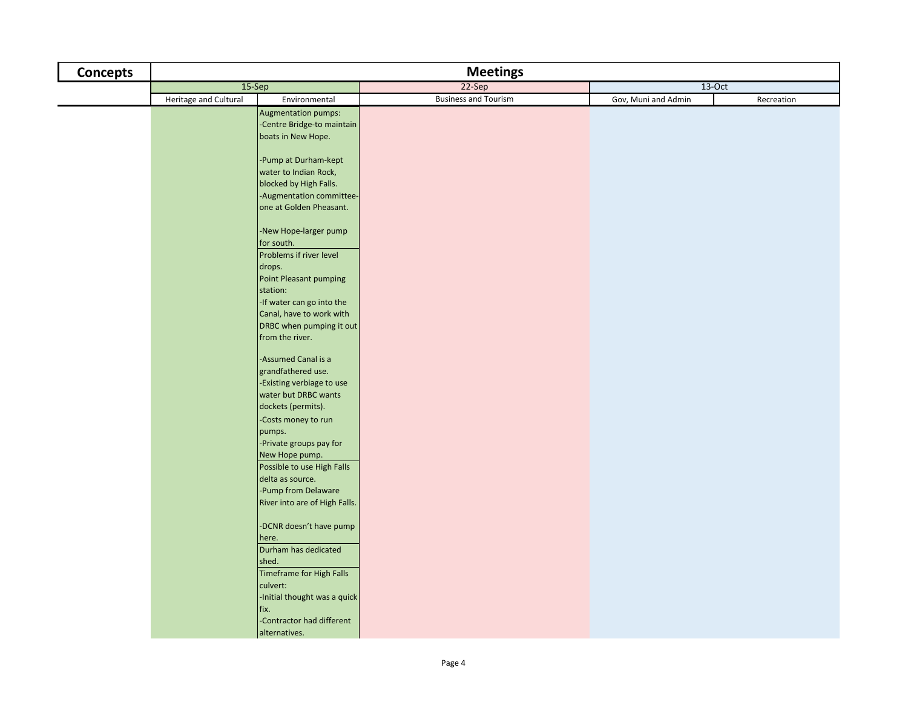| Concepts | Meetings | | | | |
|---|---|---|---|---|---|
| | 15-Sep | | 22-Sep | 13-Oct | |
| | Heritage and Cultural | Environmental | Business and Tourism | Gov, Muni and Admin | Recreation |
| | | Augmentation pumps:<br>-Centre Bridge-to maintain boats in New Hope.<br><br>-Pump at Durham-kept water to Indian Rock, blocked by High Falls.<br>-Augmentation committee-one at Golden Pheasant.<br><br>-New Hope-larger pump for south. | | | |
| | | Problems if river level drops.<br>Point Pleasant pumping station:<br>-If water can go into the Canal, have to work with DRBC when pumping it out from the river.<br><br>-Assumed Canal is a grandfathered use.<br>-Existing verbiage to use water but DRBC wants dockets (permits).<br>-Costs money to run pumps.<br>-Private groups pay for New Hope pump. | | | |
| | | Possible to use High Falls delta as source.<br>-Pump from Delaware River into are of High Falls.<br><br>-DCNR doesn't have pump here. | | | |
| | | Durham has dedicated shed. | | | |
| | | Timeframe for High Falls culvert:<br>-Initial thought was a quick fix.<br>-Contractor had different alternatives. | | | |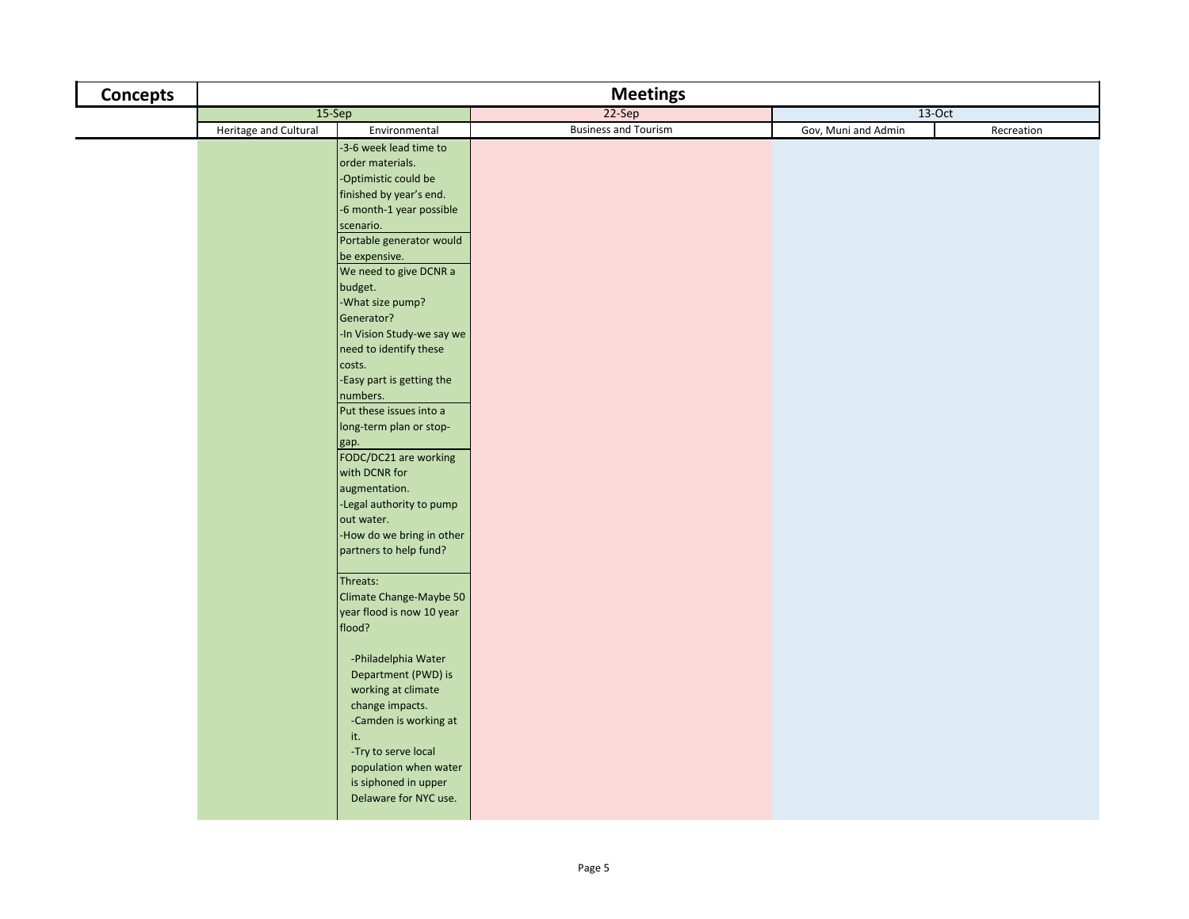| Concepts | Meetings | | | | |
|---|---|---|---|---|---|
| | 15-Sep | | 22-Sep | 13-Oct | |
| | Heritage and Cultural | Environmental | Business and Tourism | Gov, Muni and Admin | Recreation |
| | | -3-6 week lead time to order materials.<br>-Optimistic could be finished by year's end.<br>-6 month-1 year possible scenario. | | | |
| | | Portable generator would be expensive. | | | |
| | | We need to give DCNR a budget.<br>-What size pump? Generator?<br>-In Vision Study-we say we need to identify these costs.<br>-Easy part is getting the numbers. | | | |
| | | Put these issues into a long-term plan or stop-gap. | | | |
| | | FODC/DC21 are working with DCNR for augmentation.<br>-Legal authority to pump out water.<br>-How do we bring in other partners to help fund? | | | |
| | | Threats:<br>Climate Change-Maybe 50 year flood is now 10 year flood?<br><br>-Philadelphia Water Department (PWD) is working at climate change impacts.<br>-Camden is working at it.<br>-Try to serve local population when water is siphoned in upper Delaware for NYC use. | | | |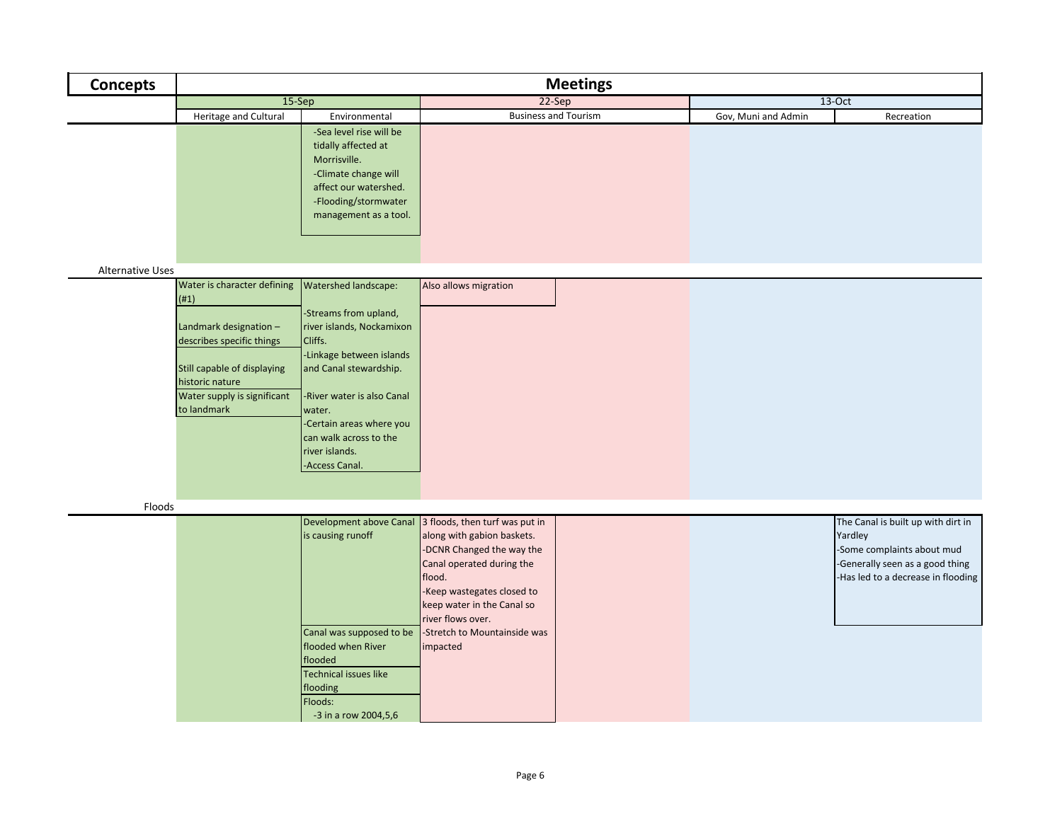| Concepts | Meetings | | | | |
|---|---|---|---|---|---|
| | 15-Sep | | 22-Sep | 13-Oct | |
| | Heritage and Cultural | Environmental | Business and Tourism | Gov, Muni and Admin | Recreation |
| | | -Sea level rise will be tidally affected at Morrisville. -Climate change will affect our watershed. -Flooding/stormwater management as a tool. | | | |
| Alternative Uses | | | | | |
| | Water is character defining (#1) | Watershed landscape: -Streams from upland, river islands, Nockamixon Cliffs. -Linkage between islands and Canal stewardship. -River water is also Canal water. -Certain areas where you can walk across to the river islands. -Access Canal. | Also allows migration | | |
| | Landmark designation – describes specific things | | | | |
| | Still capable of displaying historic nature | | | | |
| | Water supply is significant to landmark | | | | |
| Floods | | | | | |
| | | Development above Canal is causing runoff | 3 floods, then turf was put in along with gabion baskets. -DCNR Changed the way the Canal operated during the flood. -Keep wastegates closed to keep water in the Canal so river flows over. -Stretch to Mountainside was impacted | | The Canal is built up with dirt in Yardley -Some complaints about mud -Generally seen as a good thing -Has led to a decrease in flooding |
| | | Canal was supposed to be flooded when River flooded | | | |
| | | Technical issues like flooding | | | |
| | | Floods: -3 in a row 2004,5,6 | | | |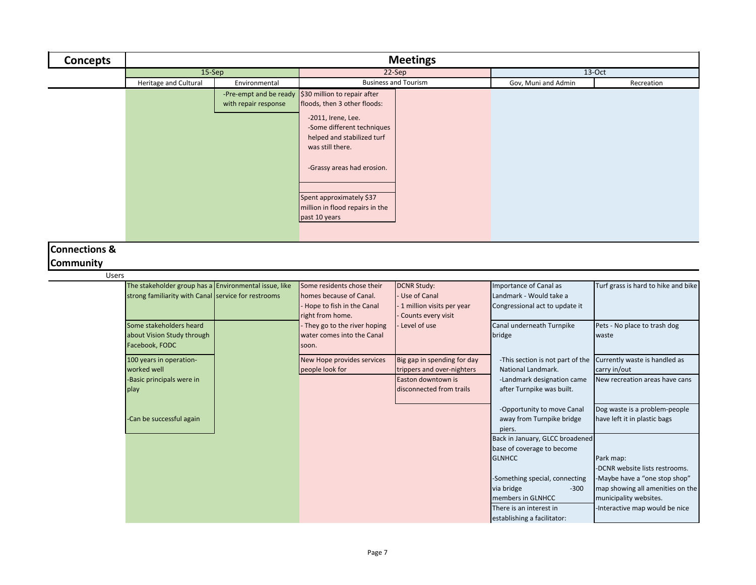| Concepts | Meetings | | | | | |
|---|---|---|---|---|---|---|
| | 15-Sep | | 22-Sep | | 13-Oct | |
| | Heritage and Cultural | Environmental | Business and Tourism | | Gov, Muni and Admin | Recreation |
| | | -Pre-empt and be ready with repair response | $30 million to repair after floods, then 3 other floods:<br>-2011, Irene, Lee.<br>-Some different techniques helped and stabilized turf was still there.<br>-Grassy areas had erosion. | | | |
| | | | Spent approximately $37 million in flood repairs in the past 10 years | | | |
| **Connections & Community** | | | | | | |
| Users | | | | | | |
| | The stakeholder group has a strong familiarity with Canal | Environmental issue, like service for restrooms | Some residents chose their homes because of Canal.<br>- Hope to fish in the Canal right from home.<br>- They go to the river hoping water comes into the Canal soon. | DCNR Study:<br>- Use of Canal<br>- 1 million visits per year<br>- Counts every visit<br>- Level of use | Importance of Canal as Landmark - Would take a Congressional act to update it | Turf grass is hard to hike and bike |
| | Some stakeholders heard about Vision Study through Facebook, FODC | | | | Canal underneath Turnpike bridge | Pets - No place to trash dog waste |
| | 100 years in operation-worked well<br>-Basic principals were in play<br>-Can be successful again | | New Hope provides services people look for | Big gap in spending for day trippers and over-nighters | -This section is not part of the National Landmark. | Currently waste is handled as carry in/out |
| | | | | Easton downtown is disconnected from trails | -Landmark designation came after Turnpike was built. | New recreation areas have cans |
| | | | | | -Opportunity to move Canal away from Turnpike bridge piers. | Dog waste is a problem-people have left it in plastic bags |
| | | | | | Back in January, GLCC broadened base of coverage to become GLNHCC<br>-Something special, connecting via bridge -300 members in GLNHCC | Park map:<br>-DCNR website lists restrooms.<br>-Maybe have a "one stop shop" map showing all amenities on the municipality websites.<br>-Interactive map would be nice |
| | | | | | There is an interest in establishing a facilitator: | |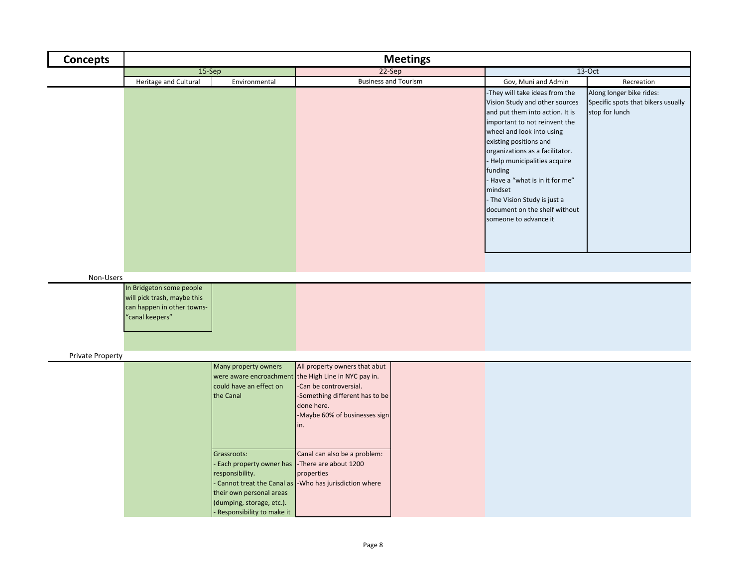| Concepts | Meetings | | | | | |
|---|---|---|---|---|---|---|
| | 15-Sep | | 22-Sep | | 13-Oct | |
| | Heritage and Cultural | Environmental | Business and Tourism | | Gov, Muni and Admin | Recreation |
| | | | | | -They will take ideas from the Vision Study and other sources and put them into action. It is important to not reinvent the wheel and look into using existing positions and organizations as a facilitator.<br>- Help municipalities acquire funding<br>- Have a "what is in it for me" mindset<br>- The Vision Study is just a document on the shelf without someone to advance it | Along longer bike rides:<br>Specific spots that bikers usually stop for lunch |
| Non-Users | | | | | | |
| | In Bridgeton some people will pick trash, maybe this can happen in other towns- "canal keepers" | | | | | |
| Private Property | | | | | | |
| | | Many property owners were aware encroachment could have an effect on the Canal | All property owners that abut the High Line in NYC pay in.<br>-Can be controversial.<br>-Something different has to be done here.<br>-Maybe 60% of businesses sign in. | | | |
| | | Grassroots:<br>- Each property owner has responsibility.<br>- Cannot treat the Canal as their own personal areas (dumping, storage, etc.).<br>- Responsibility to make it | Canal can also be a problem:<br>-There are about 1200 properties<br>-Who has jurisdiction where | | | |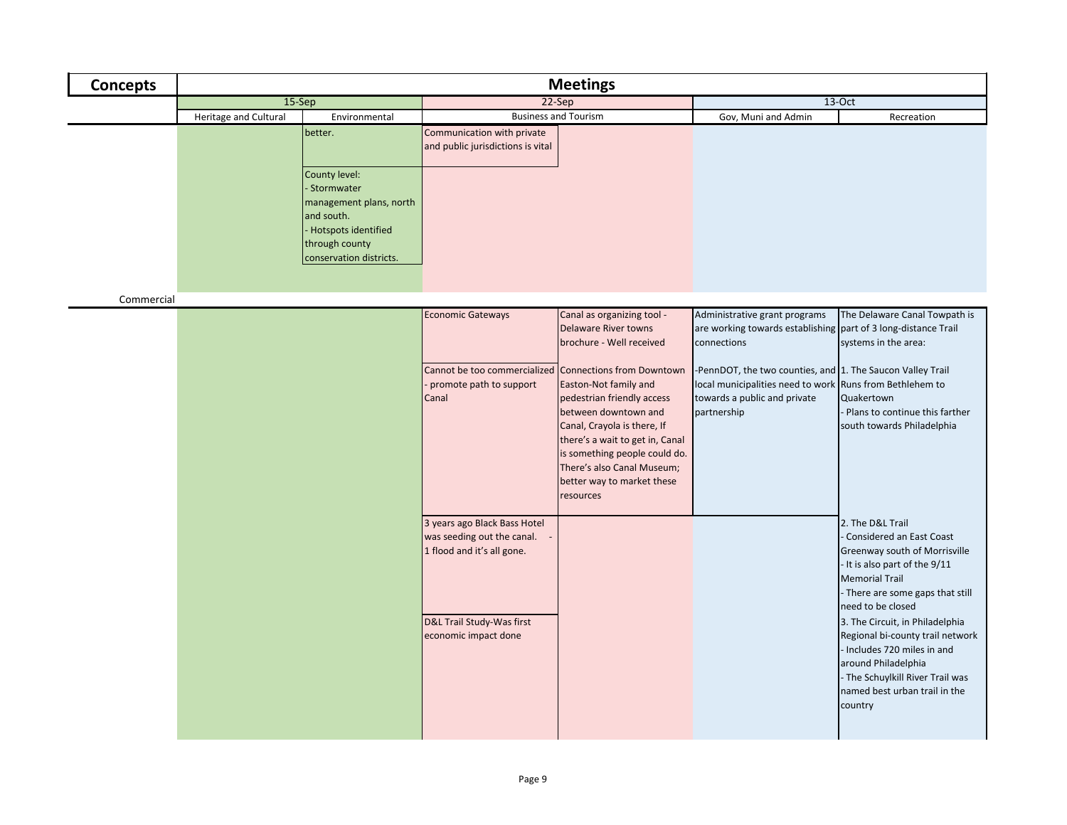| Concepts | Meetings | | | | | |
|---|---|---|---|---|---|---|
| | 15-Sep | | 22-Sep | | 13-Oct | |
| | Heritage and Cultural | Environmental | Business and Tourism | | Gov, Muni and Admin | Recreation |
| | | better. | Communication with private and public jurisdictions is vital | | | |
| | | County level:<br>- Stormwater management plans, north and south.<br>- Hotspots identified through county conservation districts. | | | | |
| Commercial | | | | | | |
| | | | Economic Gateways | Canal as organizing tool - Delaware River towns brochure - Well received | Administrative grant programs are working towards establishing connections | The Delaware Canal Towpath is part of 3 long-distance Trail systems in the area: |
| | | | Cannot be too commercialized - promote path to support Canal | Connections from Downtown Easton-Not family and pedestrian friendly access between downtown and Canal, Crayola is there, If there's a wait to get in, Canal is something people could do. There's also Canal Museum; better way to market these resources | -PennDOT, the two counties, and local municipalities need to work towards a public and private partnership | 1. The Saucon Valley Trail Runs from Bethlehem to Quakertown<br>- Plans to continue this farther south towards Philadelphia |
| | | | 3 years ago Black Bass Hotel was seeding out the canal. - 1 flood and it's all gone. | | | 2. The D&L Trail<br>- Considered an East Coast Greenway south of Morrisville<br>- It is also part of the 9/11 Memorial Trail<br>- There are some gaps that still need to be closed |
| | | | D&L Trail Study-Was first economic impact done | | | 3. The Circuit, in Philadelphia Regional bi-county trail network<br>- Includes 720 miles in and around Philadelphia<br>- The Schuylkill River Trail was named best urban trail in the country |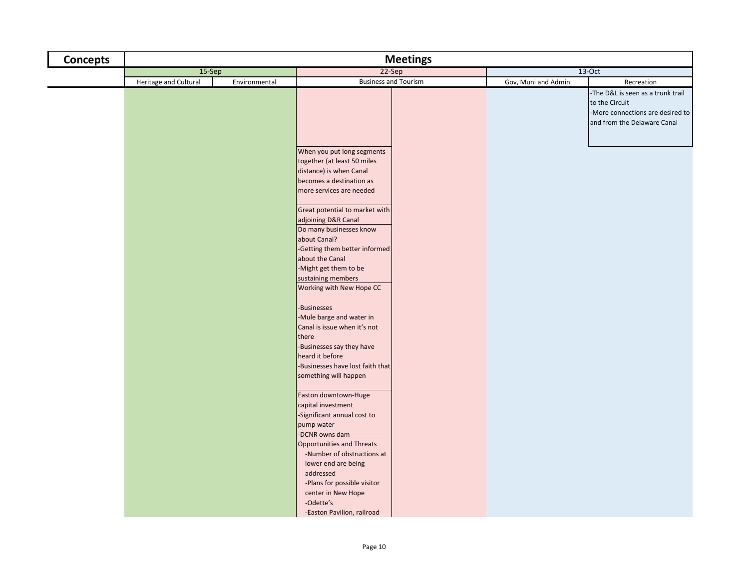| Concepts | Meetings | | | | | |
|---|---|---|---|---|---|---|
| | 15-Sep | | 22-Sep | | 13-Oct | |
| | Heritage and Cultural | Environmental | Business and Tourism | | Gov, Muni and Admin | Recreation |
| | | | | | | -The D&L is seen as a trunk trail to the Circuit<br>-More connections are desired to and from the Delaware Canal |
| | | | When you put long segments together (at least 50 miles distance) is when Canal becomes a destination as more services are needed | | | |
| | | | Great potential to market with adjoining D&R Canal | | | |
| | | | Do many businesses know about Canal?<br>-Getting them better informed about the Canal<br>-Might get them to be sustaining members | | | |
| | | | Working with New Hope CC<br><br>-Businesses<br>-Mule barge and water in Canal is issue when it's not there<br>-Businesses say they have heard it before<br>-Businesses have lost faith that something will happen | | | |
| | | | Easton downtown-Huge capital investment<br>-Significant annual cost to pump water<br>-DCNR owns dam | | | |
| | | | Opportunities and Threats<br>-Number of obstructions at lower end are being addressed<br>-Plans for possible visitor center in New Hope<br>-Odette's<br>-Easton Pavilion, railroad | | | |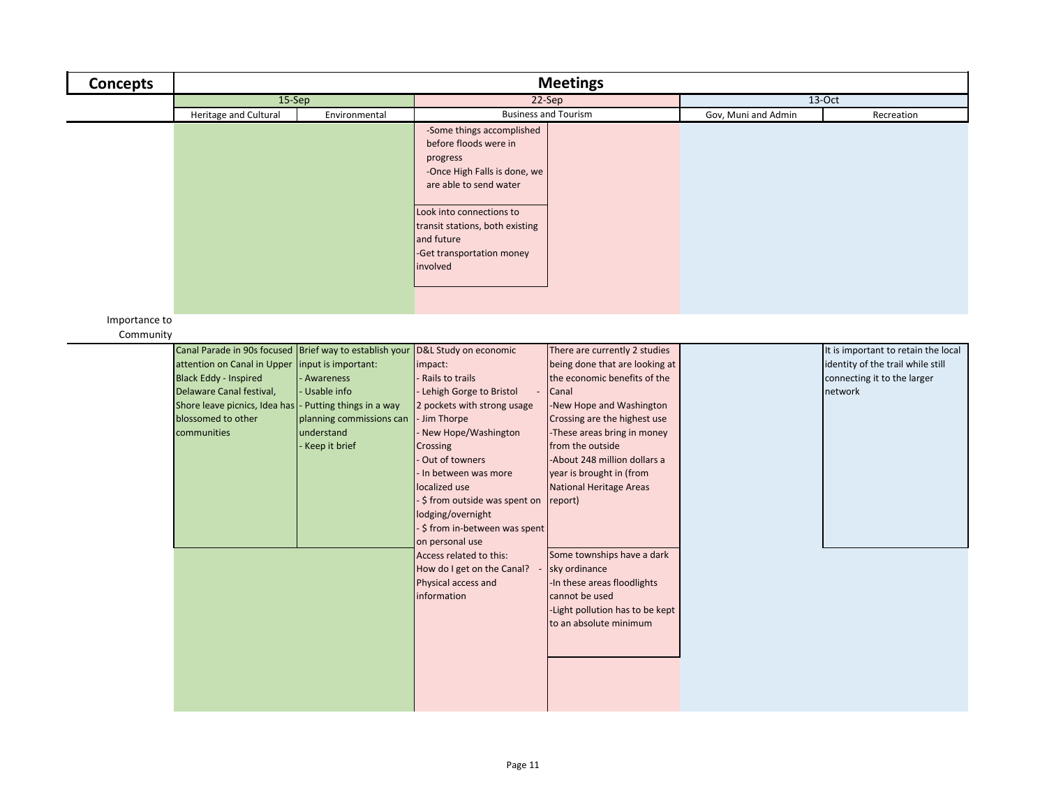| Concepts | Meetings | | | | | |
|---|---|---|---|---|---|---|
| | 15-Sep | | 22-Sep | | 13-Oct | |
| | Heritage and Cultural | Environmental | Business and Tourism | | Gov, Muni and Admin | Recreation |
| | | | -Some things accomplished before floods were in progress<br>-Once High Falls is done, we are able to send water | | | |
| | | | Look into connections to transit stations, both existing and future<br>-Get transportation money involved | | | |
| Importance to Community | | | | | | |
| | Canal Parade in 90s focused attention on Canal in Upper Black Eddy - Inspired Delaware Canal festival, Shore leave picnics, Idea has blossomed to other communities | Brief way to establish your input is important:<br>- Awareness<br>- Usable info<br>- Putting things in a way planning commissions can understand<br>- Keep it brief | D&L Study on economic impact:<br>- Rails to trails<br>- Lehigh Gorge to Bristol - 2 pockets with strong usage<br>- Jim Thorpe<br>- New Hope/Washington Crossing<br>- Out of towners<br>- In between was more localized use<br>- $ from outside was spent on lodging/overnight<br>- $ from in-between was spent on personal use | There are currently 2 studies being done that are looking at the economic benefits of the Canal<br>-New Hope and Washington Crossing are the highest use<br>-These areas bring in money from the outside<br>-About 248 million dollars a year is brought in (from National Heritage Areas report) | | It is important to retain the local identity of the trail while still connecting it to the larger network |
| | | | Access related to this:<br>How do I get on the Canal? - Physical access and information | Some townships have a dark sky ordinance<br>-In these areas floodlights cannot be used<br>-Light pollution has to be kept to an absolute minimum | | |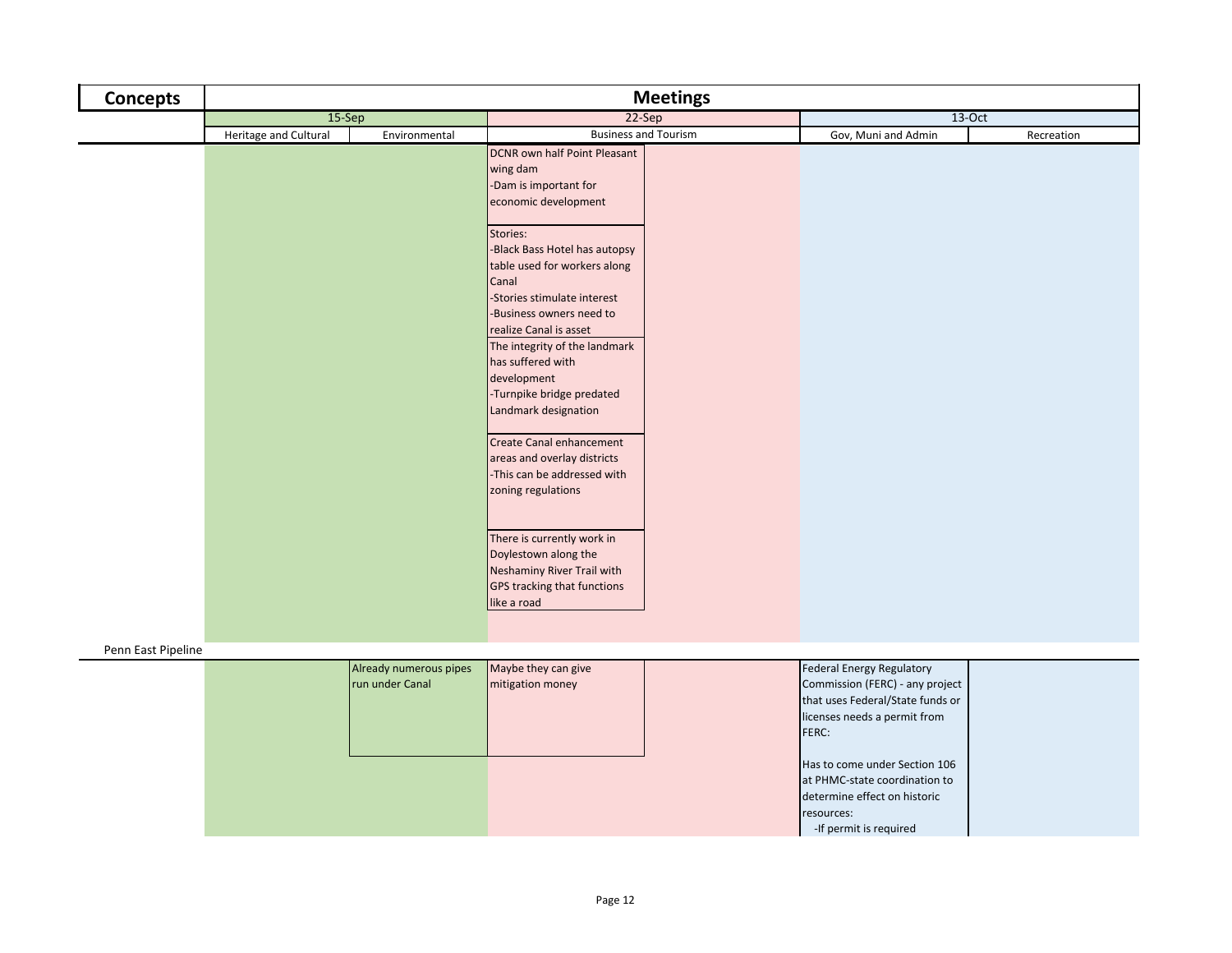| Concepts | Meetings | | | | | |
|---|---|---|---|---|---|---|
| | 15-Sep | | 22-Sep | | 13-Oct | |
| | Heritage and Cultural | Environmental | Business and Tourism | | Gov, Muni and Admin | Recreation |
| | | | DCNR own half Point Pleasant wing dam<br>-Dam is important for economic development | | | |
| | | | Stories:<br>-Black Bass Hotel has autopsy table used for workers along Canal<br>-Stories stimulate interest<br>-Business owners need to realize Canal is asset | | | |
| | | | The integrity of the landmark has suffered with development<br>-Turnpike bridge predated Landmark designation | | | |
| | | | Create Canal enhancement areas and overlay districts<br>-This can be addressed with zoning regulations | | | |
| | | | There is currently work in Doylestown along the Neshaminy River Trail with GPS tracking that functions like a road | | | |
| Penn East Pipeline | | | | | | |
| | | Already numerous pipes run under Canal | Maybe they can give mitigation money | | Federal Energy Regulatory Commission (FERC) - any project that uses Federal/State funds or licenses needs a permit from FERC:<br><br>Has to come under Section 106 at PHMC-state coordination to determine effect on historic resources:<br>-If permit is required | |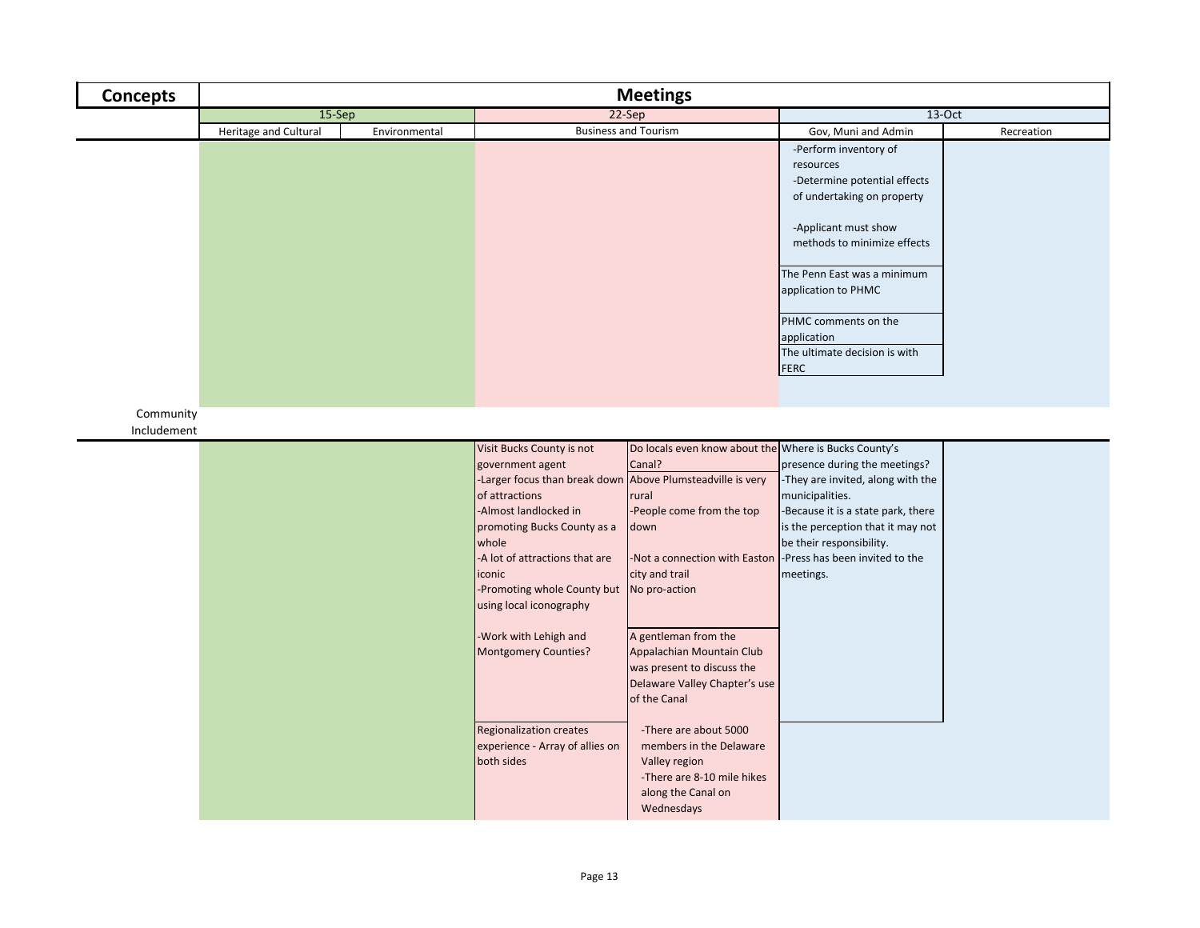| Concepts | Meetings | | | | | |
|---|---|---|---|---|---|---|
| | 15-Sep | | 22-Sep | | 13-Oct | |
| | Heritage and Cultural | Environmental | Business and Tourism | | Gov, Muni and Admin | Recreation |
| | | | | | -Perform inventory of resources<br>-Determine potential effects of undertaking on property<br>-Applicant must show methods to minimize effects | |
| | | | | | The Penn East was a minimum application to PHMC | |
| | | | | | PHMC comments on the application | |
| | | | | | The ultimate decision is with FERC | |
| Community Includement | | | | | | |
| | | | Visit Bucks County is not government agent<br>-Larger focus than break down of attractions<br>-Almost landlocked in promoting Bucks County as a whole<br>-A lot of attractions that are iconic<br>-Promoting whole County but using local iconography | Do locals even know about the Canal?<br>Above Plumsteadville is very rural<br>-People come from the top down<br>-Not a connection with Easton city and trail<br>No pro-action | Where is Bucks County's presence during the meetings?<br>-They are invited, along with the municipalities.<br>-Because it is a state park, there is the perception that it may not be their responsibility.<br>-Press has been invited to the meetings. | |
| | | | -Work with Lehigh and Montgomery Counties? | A gentleman from the Appalachian Mountain Club was present to discuss the Delaware Valley Chapter's use of the Canal | | |
| | | | Regionalization creates experience - Array of allies on both sides | -There are about 5000 members in the Delaware Valley region<br>-There are 8-10 mile hikes along the Canal on Wednesdays | | |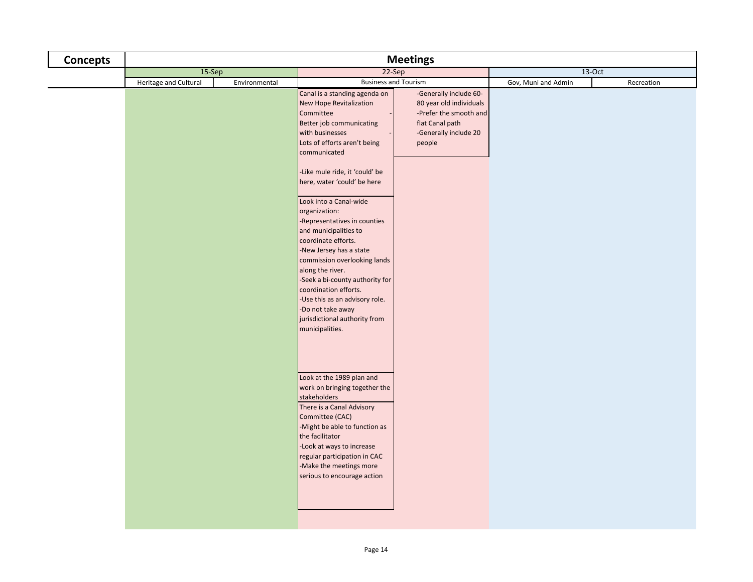| Concepts | Meetings | | | | | |
|---|---|---|---|---|---|---|
| | 15-Sep | | 22-Sep | | 13-Oct | |
| | Heritage and Cultural | Environmental | Business and Tourism | | Gov, Muni and Admin | Recreation |
| | | | Canal is a standing agenda on New Hope Revitalization Committee<br>Better job communicating with businesses<br>Lots of efforts aren't being communicated<br><br>-Like mule ride, it 'could' be here, water 'could' be here | -Generally include 60-80 year old individuals<br>-Prefer the smooth and flat Canal path<br>-Generally include 20 people | | |
| | | | Look into a Canal-wide organization:<br>-Representatives in counties and municipalities to coordinate efforts.<br>-New Jersey has a state commission overlooking lands along the river.<br>-Seek a bi-county authority for coordination efforts.<br>-Use this as an advisory role.<br>-Do not take away jurisdictional authority from municipalities. | | | |
| | | | Look at the 1989 plan and work on bringing together the stakeholders | | | |
| | | | There is a Canal Advisory Committee (CAC)<br>-Might be able to function as the facilitator<br>-Look at ways to increase regular participation in CAC<br>-Make the meetings more serious to encourage action | | | |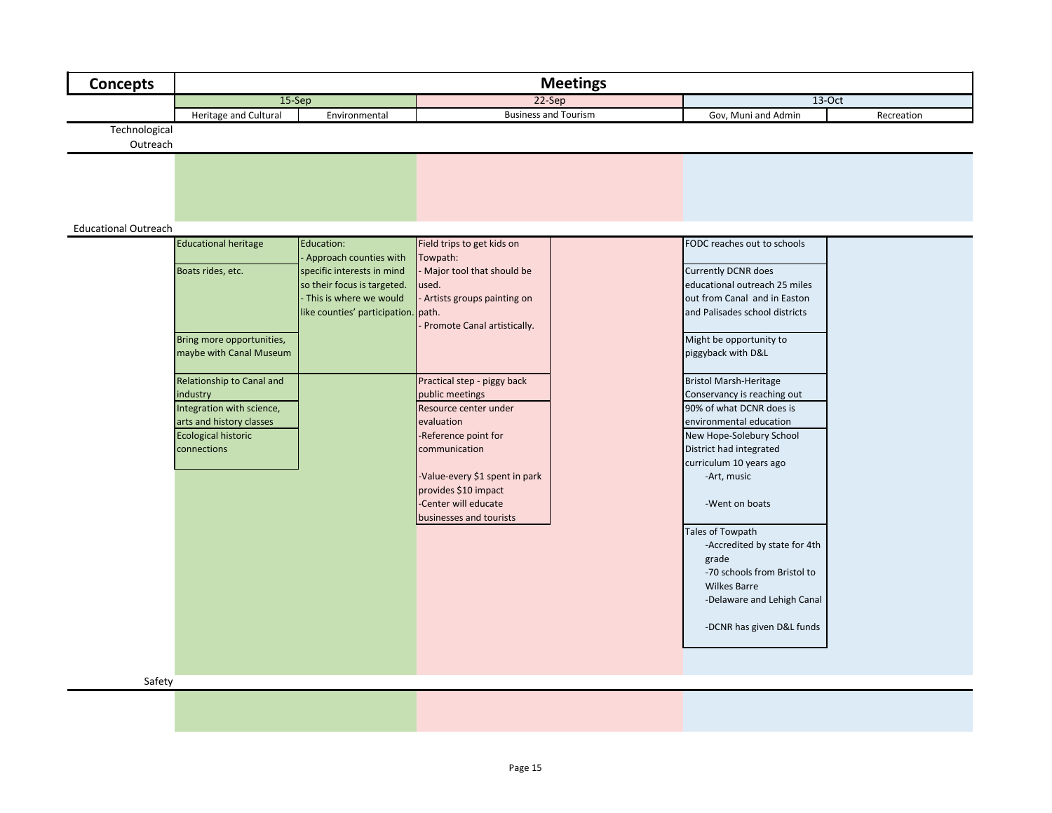| Concepts | Meetings | | | | | |
|---|---|---|---|---|---|---|
| | 15-Sep | | 22-Sep | | 13-Oct | |
| | Heritage and Cultural | Environmental | Business and Tourism | | Gov, Muni and Admin | Recreation |
| Technological Outreach | | | | | | |
| Educational Outreach | Educational heritage | Education:<br>- Approach counties with specific interests in mind so their focus is targeted.<br>- This is where we would like counties' participation. | Field trips to get kids on Towpath:<br>- Major tool that should be used.<br>- Artists groups painting on path.<br>- Promote Canal artistically. | | FODC reaches out to schools | |
| | Boats rides, etc. | | | | Currently DCNR does educational outreach 25 miles out from Canal and in Easton and Palisades school districts | |
| | Bring more opportunities, maybe with Canal Museum | | | | Might be opportunity to piggyback with D&L | |
| | Relationship to Canal and industry | | Practical step - piggy back public meetings | | Bristol Marsh-Heritage Conservancy is reaching out | |
| | Integration with science, arts and history classes | | Resource center under evaluation | | 90% of what DCNR does is environmental education | |
| | Ecological historic connections | | -Reference point for communication<br><br>-Value-every $1 spent in park provides $10 impact<br>-Center will educate businesses and tourists | | New Hope-Solebury School District had integrated curriculum 10 years ago<br>-Art, music<br><br>-Went on boats | |
| | | | | | Tales of Towpath<br>-Accredited by state for 4th grade<br>-70 schools from Bristol to Wilkes Barre<br>-Delaware and Lehigh Canal<br><br>-DCNR has given D&L funds | |
| Safety | | | | | | |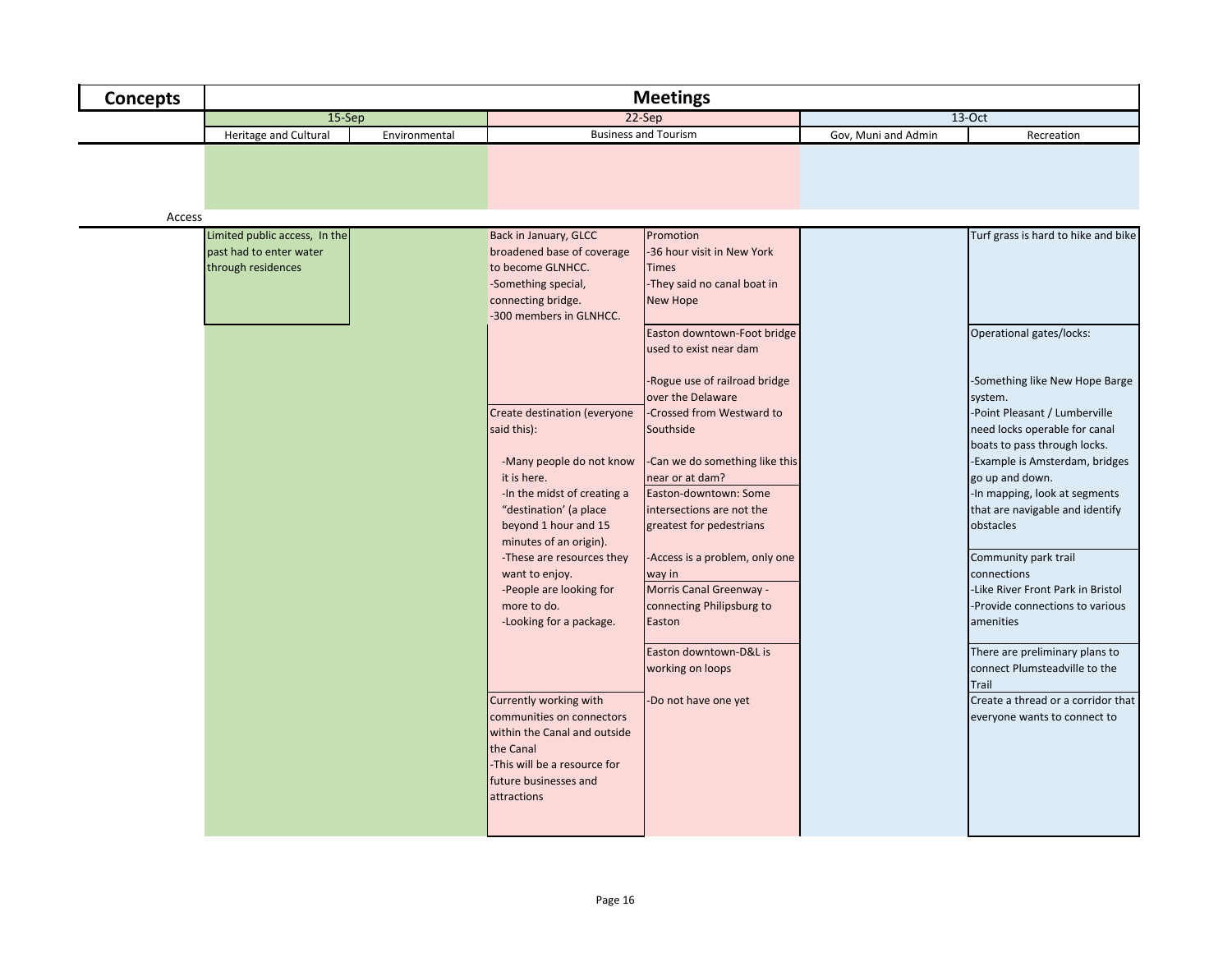| Concepts | Meetings | | | | | |
|---|---|---|---|---|---|---|
| | 15-Sep | | 22-Sep | | 13-Oct | |
| | Heritage and Cultural | Environmental | Business and Tourism | | Gov, Muni and Admin | Recreation |
| Access | | | | | | |
| | Limited public access, In the past had to enter water through residences | | Back in January, GLCC broadened base of coverage to become GLNHCC.<br>-Something special, connecting bridge.<br>-300 members in GLNHCC. | Promotion<br>-36 hour visit in New York Times<br>-They said no canal boat in New Hope | | Turf grass is hard to hike and bike |
| | | | | Easton downtown-Foot bridge used to exist near dam<br><br>-Rogue use of railroad bridge over the Delaware<br>-Crossed from Westward to Southside<br><br>-Can we do something like this near or at dam? | | Operational gates/locks:<br><br>-Something like New Hope Barge system.<br>-Point Pleasant / Lumberville need locks operable for canal boats to pass through locks.<br>-Example is Amsterdam, bridges go up and down.<br>-In mapping, look at segments that are navigable and identify obstacles |
| | | | Create destination (everyone said this):<br><br>-Many people do not know it is here.<br>-In the midst of creating a "destination' (a place beyond 1 hour and 15 minutes of an origin).<br>-These are resources they want to enjoy.<br>-People are looking for more to do.<br>-Looking for a package. | Easton-downtown: Some intersections are not the greatest for pedestrians<br><br>-Access is a problem, only one way in | | Community park trail connections<br>-Like River Front Park in Bristol<br>-Provide connections to various amenities |
| | | | | Morris Canal Greenway - connecting Philipsburg to Easton | | |
| | | | | Easton downtown-D&L is working on loops<br><br>-Do not have one yet | | There are preliminary plans to connect Plumsteadville to the Trail |
| | | | Currently working with communities on connectors within the Canal and outside the Canal<br>-This will be a resource for future businesses and attractions | | | Create a thread or a corridor that everyone wants to connect to |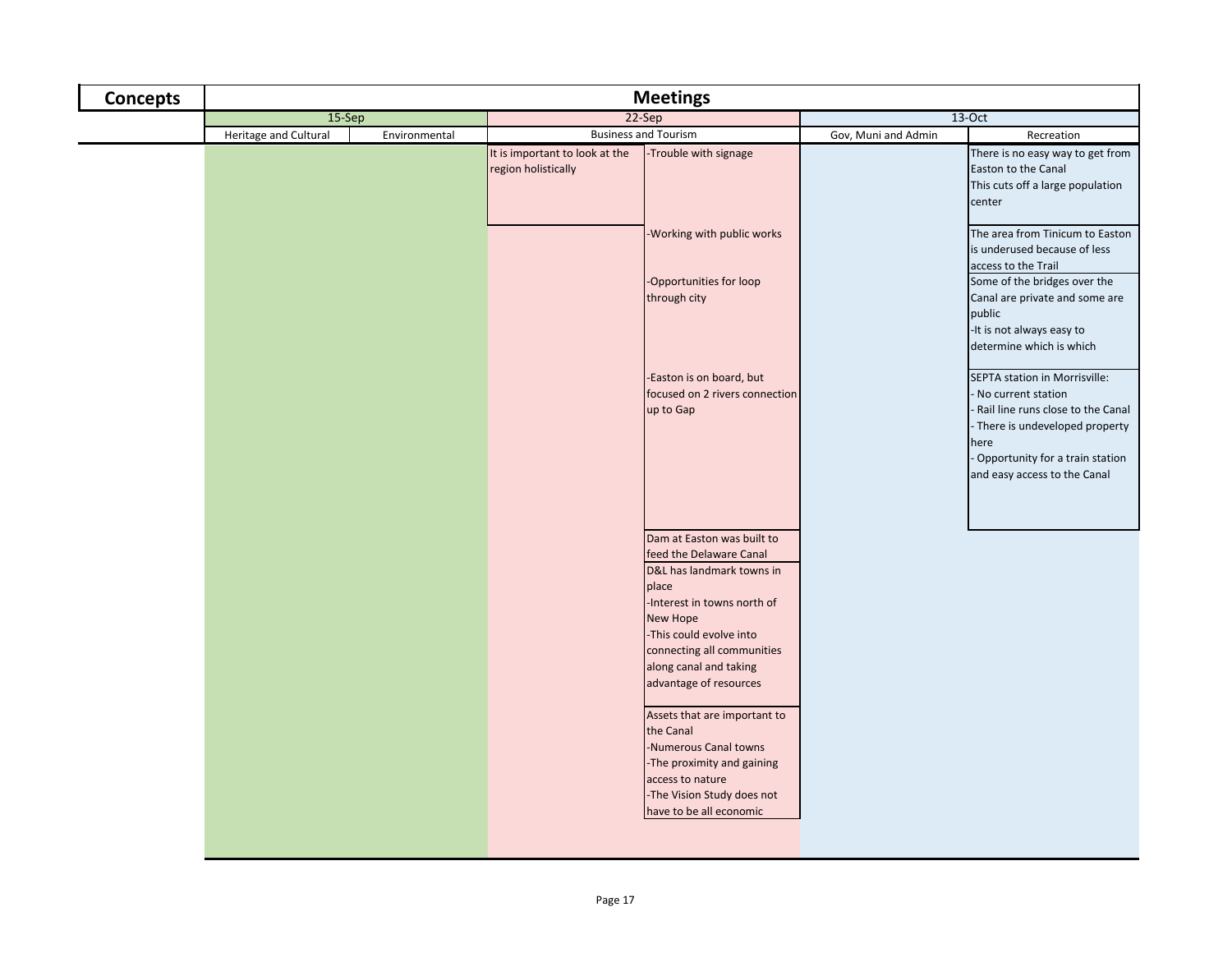| Concepts | Meetings | | | | | |
|---|---|---|---|---|---|---|
| | 15-Sep | | 22-Sep | | 13-Oct | |
| | Heritage and Cultural | Environmental | Business and Tourism | | Gov, Muni and Admin | Recreation |
| | | | It is important to look at the region holistically | -Trouble with signage | | There is no easy way to get from Easton to the Canal<br>This cuts off a large population center |
| | | | | -Working with public works | | The area from Tinicum to Easton is underused because of less access to the Trail |
| | | | | -Opportunities for loop through city | | Some of the bridges over the Canal are private and some are public<br>-It is not always easy to determine which is which |
| | | | | -Easton is on board, but focused on 2 rivers connection up to Gap | | SEPTA station in Morrisville:<br>- No current station<br>- Rail line runs close to the Canal<br>- There is undeveloped property here<br>- Opportunity for a train station and easy access to the Canal |
| | | | | Dam at Easton was built to feed the Delaware Canal | | |
| | | | | D&L has landmark towns in place<br>-Interest in towns north of New Hope<br>-This could evolve into connecting all communities along canal and taking advantage of resources | | |
| | | | | Assets that are important to the Canal<br>-Numerous Canal towns<br>-The proximity and gaining access to nature<br>-The Vision Study does not have to be all economic | | |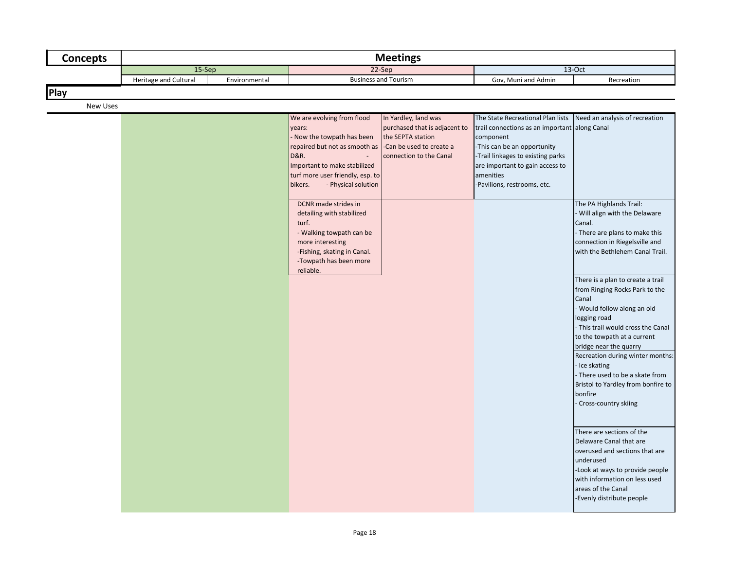| Concepts | Meetings | | | | | |
|---|---|---|---|---|---|---|
| | 15-Sep | | 22-Sep | | 13-Oct | |
| | Heritage and Cultural | Environmental | Business and Tourism | | Gov, Muni and Admin | Recreation |
| **Play** | | | | | | |
| New Uses | | | | | | |
| | | | We are evolving from flood years:<br>- Now the towpath has been repaired but not as smooth as D&R. -<br>Important to make stabilized turf more user friendly, esp. to bikers. - Physical solution | In Yardley, land was purchased that is adjacent to the SEPTA station<br>-Can be used to create a connection to the Canal | The State Recreational Plan lists trail connections as an important component<br>-This can be an opportunity<br>-Trail linkages to existing parks are important to gain access to amenities<br>-Pavilions, restrooms, etc. | Need an analysis of recreation along Canal |
| | | | DCNR made strides in detailing with stabilized turf.<br>- Walking towpath can be more interesting<br>-Fishing, skating in Canal.<br>-Towpath has been more reliable. | | | The PA Highlands Trail:<br>- Will align with the Delaware Canal.<br>- There are plans to make this connection in Riegelsville and with the Bethlehem Canal Trail. |
| | | | | | | There is a plan to create a trail from Ringing Rocks Park to the Canal<br>- Would follow along an old logging road<br>- This trail would cross the Canal to the towpath at a current bridge near the quarry |
| | | | | | | Recreation during winter months:<br>- Ice skating<br>- There used to be a skate from Bristol to Yardley from bonfire to bonfire<br>- Cross-country skiing |
| | | | | | | There are sections of the Delaware Canal that are overused and sections that are underused<br>-Look at ways to provide people with information on less used areas of the Canal<br>-Evenly distribute people |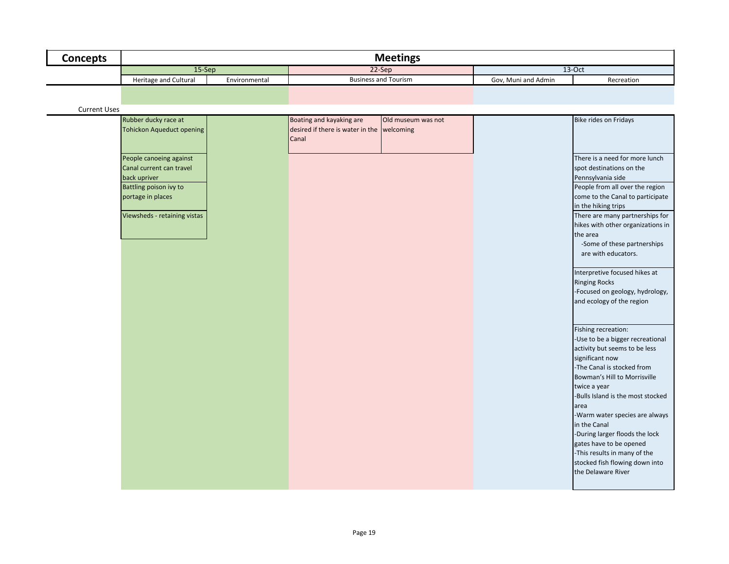| Concepts | Meetings | | | | | |
|---|---|---|---|---|---|---|
| | 15-Sep | | 22-Sep | | 13-Oct | |
| | Heritage and Cultural | Environmental | Business and Tourism | | Gov, Muni and Admin | Recreation |
| Current Uses | | | | | | |
| | Rubber ducky race at Tohickon Aqueduct opening | | Boating and kayaking are desired if there is water in the Canal | Old museum was not welcoming | | Bike rides on Fridays |
| | People canoeing against Canal current can travel back upriver | | | | | There is a need for more lunch spot destinations on the Pennsylvania side |
| | Battling poison ivy to portage in places | | | | | People from all over the region come to the Canal to participate in the hiking trips |
| | Viewsheds - retaining vistas | | | | | There are many partnerships for hikes with other organizations in the area<br>-Some of these partnerships are with educators. |
| | | | | | | Interpretive focused hikes at Ringing Rocks<br>-Focused on geology, hydrology, and ecology of the region |
| | | | | | | Fishing recreation:<br>-Use to be a bigger recreational activity but seems to be less significant now<br>-The Canal is stocked from Bowman's Hill to Morrisville twice a year<br>-Bulls Island is the most stocked area<br>-Warm water species are always in the Canal<br>-During larger floods the lock gates have to be opened<br>-This results in many of the stocked fish flowing down into the Delaware River |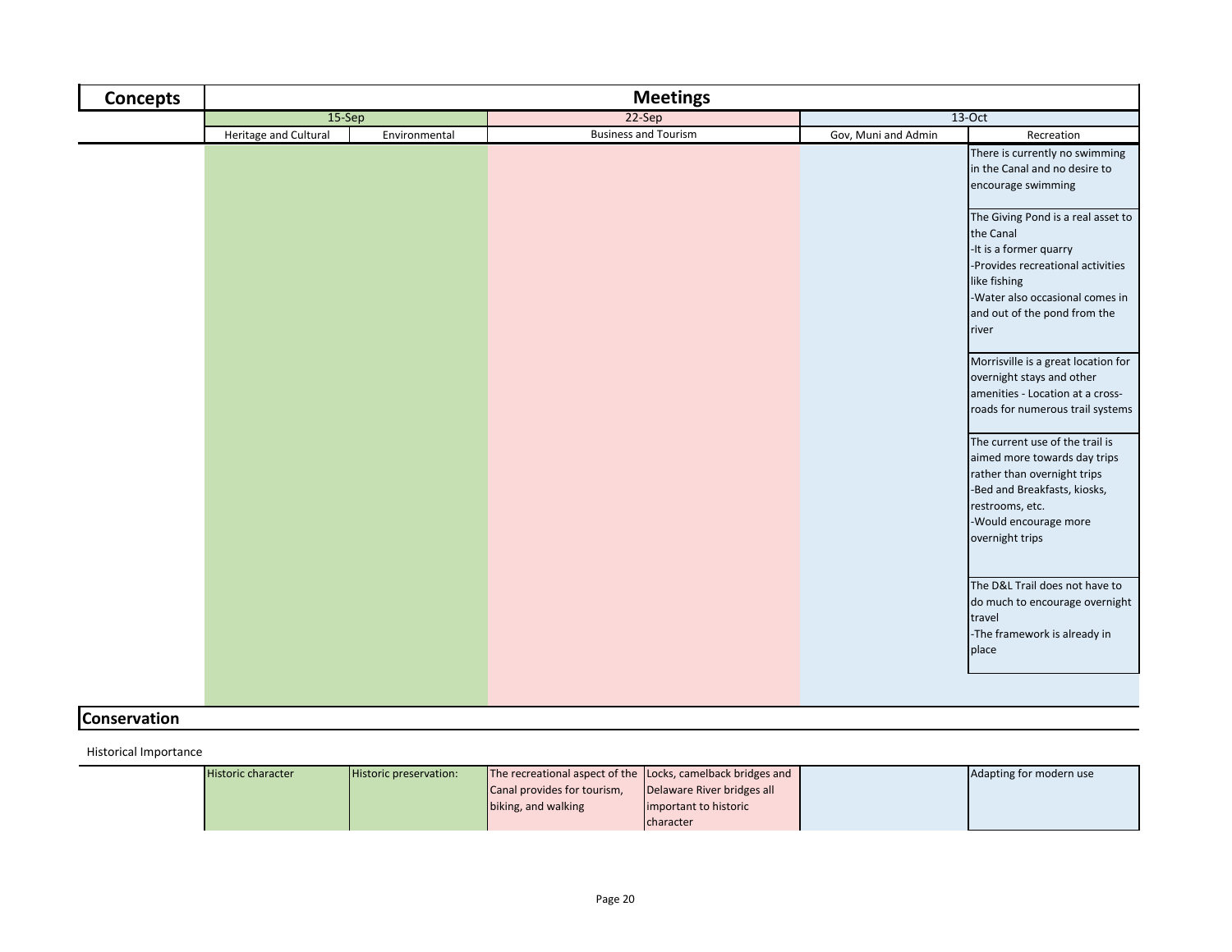| Concepts | Meetings | | | | | |
|---|---|---|---|---|---|---|
| | 15-Sep | | 22-Sep | | 13-Oct | |
| | Heritage and Cultural | Environmental | Business and Tourism | | Gov, Muni and Admin | Recreation |
| | | | | | | There is currently no swimming in the Canal and no desire to encourage swimming |
| | | | | | | The Giving Pond is a real asset to the Canal<br>-It is a former quarry<br>-Provides recreational activities like fishing<br>-Water also occasional comes in and out of the pond from the river |
| | | | | | | Morrisville is a great location for overnight stays and other amenities - Location at a cross-roads for numerous trail systems |
| | | | | | | The current use of the trail is aimed more towards day trips rather than overnight trips<br>-Bed and Breakfasts, kiosks, restrooms, etc.<br>-Would encourage more overnight trips |
| | | | | | | The D&L Trail does not have to do much to encourage overnight travel<br>-The framework is already in place |

## Conservation

Historical Importance

| | Heritage and Cultural | Environmental | Business and Tourism | | Gov, Muni and Admin | Recreation |
|---|---|---|---|---|---|---|
| | Historic character | Historic preservation: | The recreational aspect of the Canal provides for tourism, biking, and walking | Locks, camelback bridges and Delaware River bridges all important to historic character | | Adapting for modern use |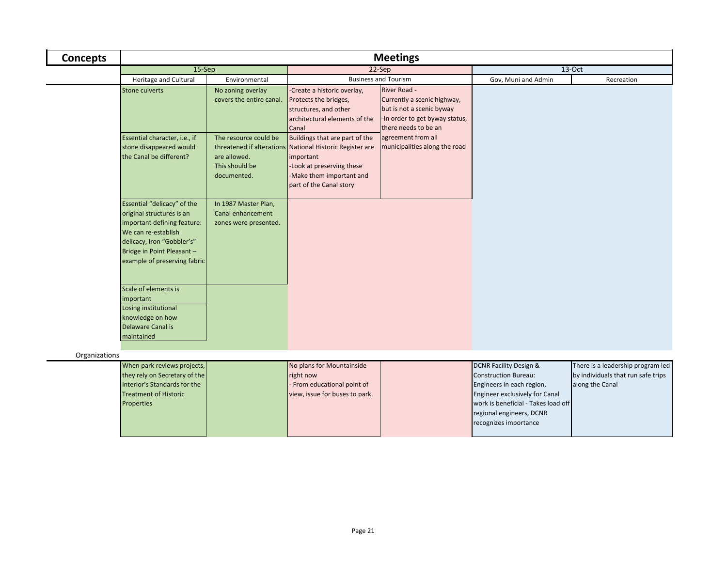| Concepts | Meetings | | | | | |
|---|---|---|---|---|---|---|
| | 15-Sep | | 22-Sep | | 13-Oct | |
| | Heritage and Cultural | Environmental | Business and Tourism | | Gov, Muni and Admin | Recreation |
| | Stone culverts | No zoning overlay covers the entire canal. | -Create a historic overlay, Protects the bridges, structures, and other architectural elements of the Canal | River Road - Currently a scenic highway, but is not a scenic byway -In order to get byway status, there needs to be an agreement from all municipalities along the road | | |
| | Essential character, i.e., if stone disappeared would the Canal be different? | The resource could be threatened if alterations are allowed. This should be documented. | Buildings that are part of the National Historic Register are important -Look at preserving these -Make them important and part of the Canal story | | | |
| | Essential "delicacy" of the original structures is an important defining feature: We can re-establish delicacy, Iron "Gobbler's" Bridge in Point Pleasant – example of preserving fabric | In 1987 Master Plan, Canal enhancement zones were presented. | | | | |
| | Scale of elements is important | | | | | |
| | Losing institutional knowledge on how Delaware Canal is maintained | | | | | |
| Organizations | | | | | | |
| | When park reviews projects, they rely on Secretary of the Interior's Standards for the Treatment of Historic Properties | | No plans for Mountainside right now - From educational point of view, issue for buses to park. | | DCNR Facility Design & Construction Bureau: Engineers in each region, Engineer exclusively for Canal work is beneficial - Takes load off regional engineers, DCNR recognizes importance | There is a leadership program led by individuals that run safe trips along the Canal |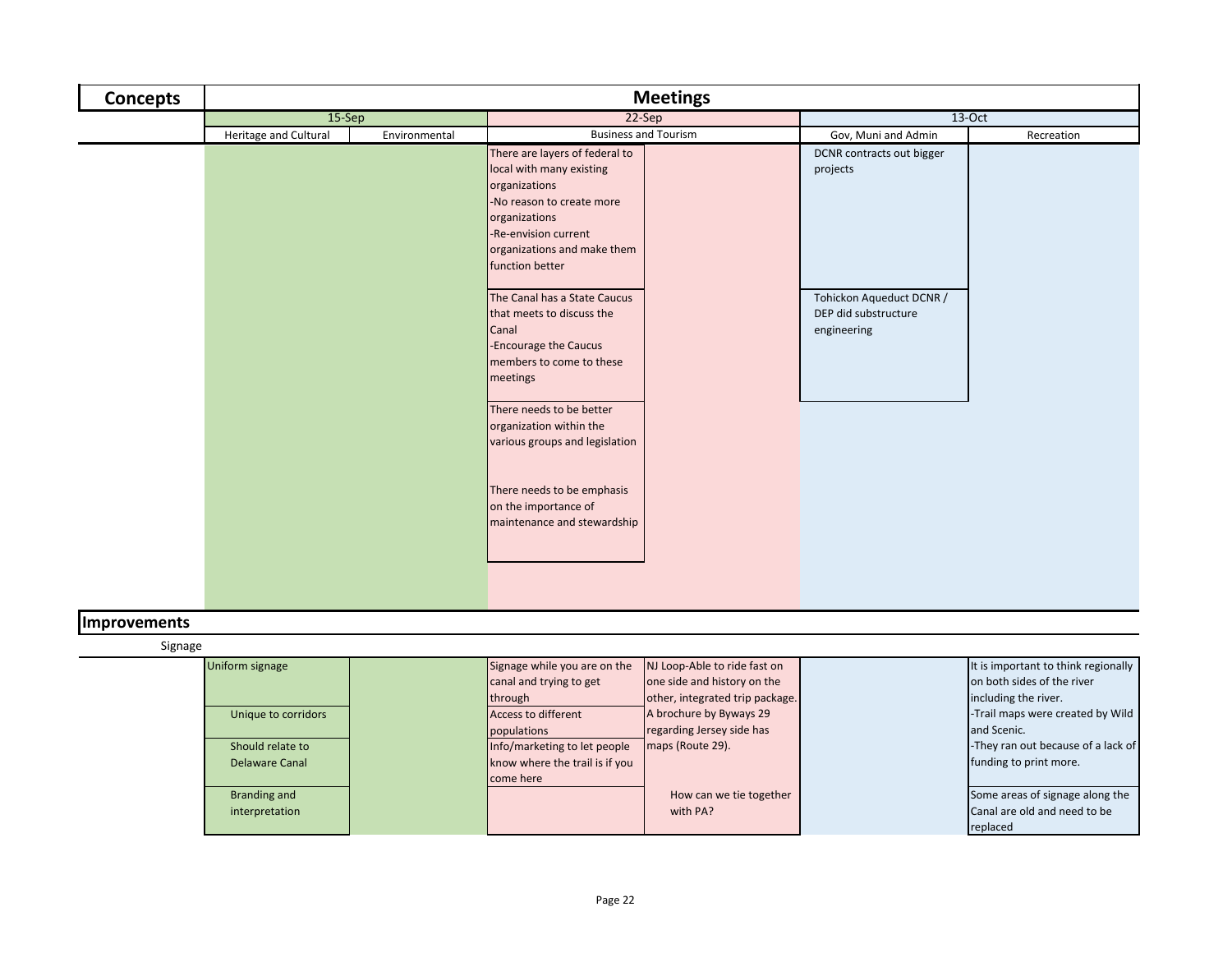| Concepts | Meetings | | | | | |
|---|---|---|---|---|---|---|
| | 15-Sep | | 22-Sep | | 13-Oct | |
| | Heritage and Cultural | Environmental | Business and Tourism | | Gov, Muni and Admin | Recreation |
| | | | There are layers of federal to local with many existing organizations<br>-No reason to create more organizations<br>-Re-envision current organizations and make them function better | | DCNR contracts out bigger projects | |
| | | | The Canal has a State Caucus that meets to discuss the Canal<br>-Encourage the Caucus members to come to these meetings | | Tohickon Aqueduct DCNR / DEP did substructure engineering | |
| | | | There needs to be better organization within the various groups and legislation | | | |
| | | | There needs to be emphasis on the importance of maintenance and stewardship | | | |
| **Improvements** | | | | | | |
| Signage | | | | | | |
| | Uniform signage | | Signage while you are on the canal and trying to get through | NJ Loop-Able to ride fast on one side and history on the other, integrated trip package. A brochure by Byways 29 regarding Jersey side has maps (Route 29). | | It is important to think regionally on both sides of the river including the river.<br>-Trail maps were created by Wild and Scenic.<br>-They ran out because of a lack of funding to print more. |
| | Unique to corridors | | Access to different populations | | | |
| | Should relate to Delaware Canal | | Info/marketing to let people know where the trail is if you come here | | | |
| | Branding and interpretation | | | How can we tie together with PA? | | Some areas of signage along the Canal are old and need to be replaced |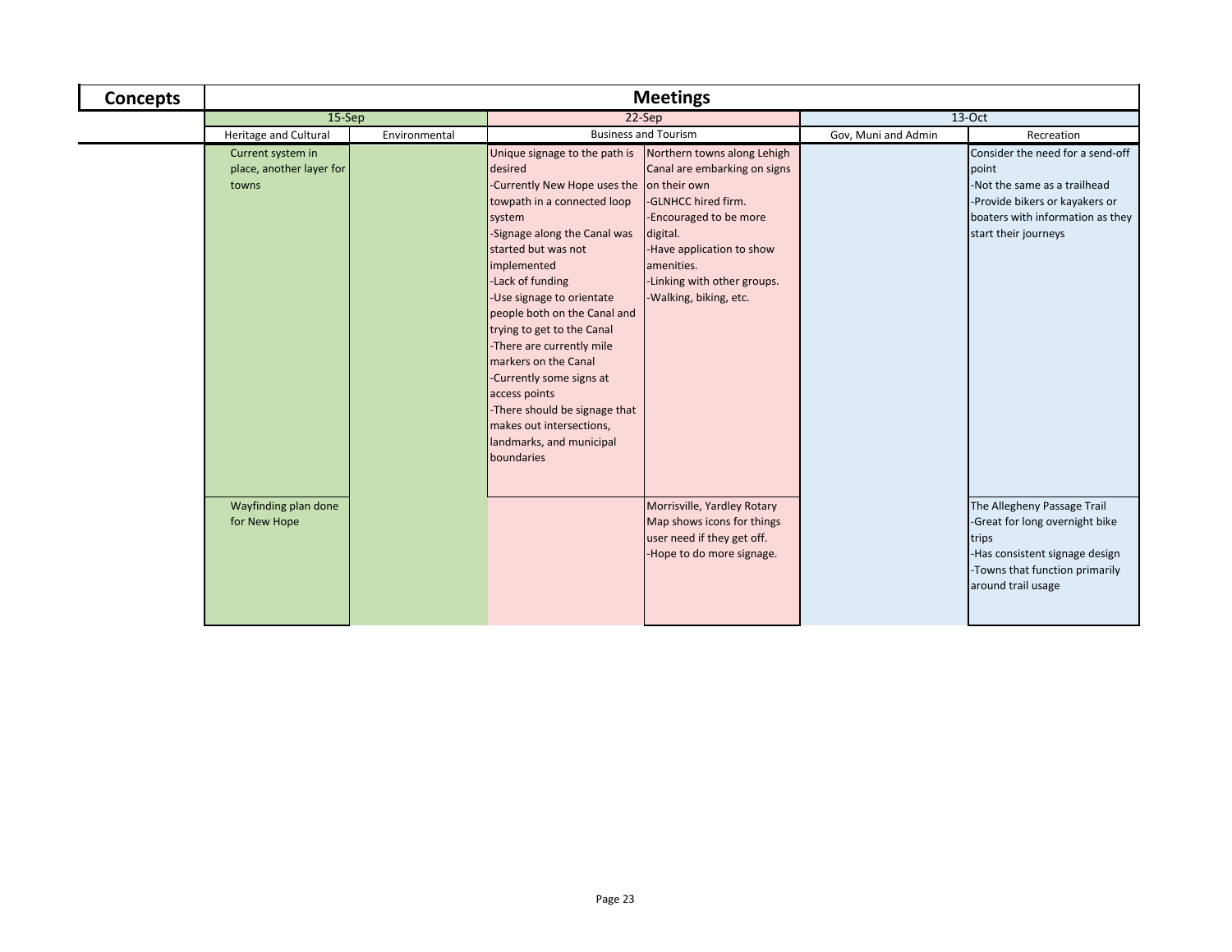| Concepts | Meetings | | | | | |
|---|---|---|---|---|---|---|
| | 15-Sep | | 22-Sep | | 13-Oct | |
| | Heritage and Cultural | Environmental | Business and Tourism | | Gov, Muni and Admin | Recreation |
| | Current system in place, another layer for towns | | Unique signage to the path is desired<br>-Currently New Hope uses the towpath in a connected loop system<br>-Signage along the Canal was started but was not implemented<br>-Lack of funding<br>-Use signage to orientate people both on the Canal and trying to get to the Canal<br>-There are currently mile markers on the Canal<br>-Currently some signs at access points<br>-There should be signage that makes out intersections, landmarks, and municipal boundaries | Northern towns along Lehigh Canal are embarking on signs on their own<br>-GLNHCC hired firm.<br>-Encouraged to be more digital.<br>-Have application to show amenities.<br>-Linking with other groups.<br>-Walking, biking, etc. | | Consider the need for a send-off point<br>-Not the same as a trailhead<br>-Provide bikers or kayakers or boaters with information as they start their journeys |
| | Wayfinding plan done for New Hope | | | Morrisville, Yardley Rotary Map shows icons for things user need if they get off.<br>-Hope to do more signage. | | The Allegheny Passage Trail<br>-Great for long overnight bike trips<br>-Has consistent signage design<br>-Towns that function primarily around trail usage |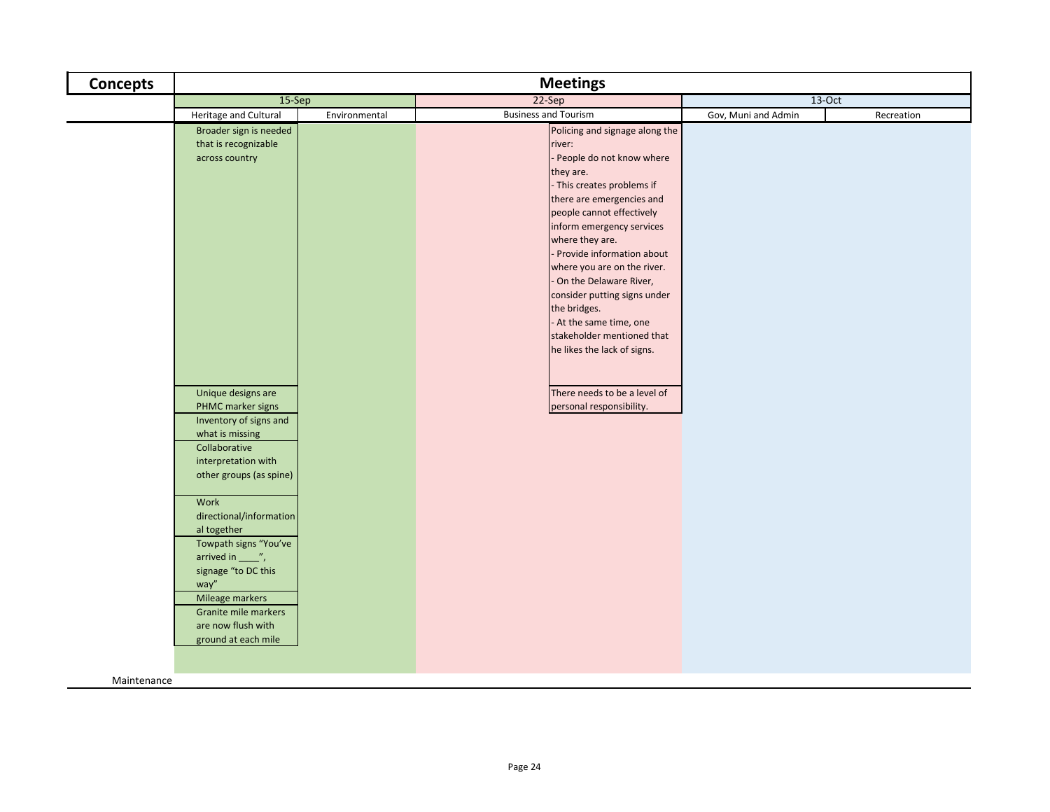| Concepts | Meetings | | | | |
|---|---|---|---|---|---|
| | 15-Sep | | 22-Sep | 13-Oct | |
| | Heritage and Cultural | Environmental | Business and Tourism | Gov, Muni and Admin | Recreation |
| | Broader sign is needed that is recognizable across country | | Policing and signage along the river:<br>- People do not know where they are.<br>- This creates problems if there are emergencies and people cannot effectively inform emergency services where they are.<br>- Provide information about where you are on the river.<br>- On the Delaware River, consider putting signs under the bridges.<br>- At the same time, one stakeholder mentioned that he likes the lack of signs. | | |
| | Unique designs are PHMC marker signs | | There needs to be a level of personal responsibility. | | |
| | Inventory of signs and what is missing | | | | |
| | Collaborative interpretation with other groups (as spine) | | | | |
| | Work directional/informational together | | | | |
| | Towpath signs "You've arrived in ____", signage "to DC this way" | | | | |
| | Mileage markers | | | | |
| | Granite mile markers are now flush with ground at each mile | | | | |
| Maintenance | | | | | |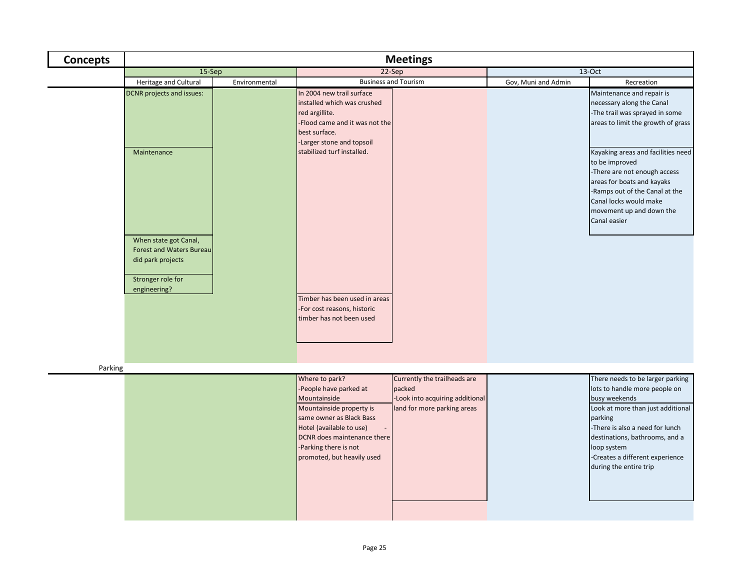| Concepts | Meetings | | | | | |
|---|---|---|---|---|---|---|
| | 15-Sep | | 22-Sep | | 13-Oct | |
| | Heritage and Cultural | Environmental | Business and Tourism | | Gov, Muni and Admin | Recreation |
| | DCNR projects and issues: | | In 2004 new trail surface installed which was crushed red argillite.<br>-Flood came and it was not the best surface.<br>-Larger stone and topsoil stabilized turf installed. | | | Maintenance and repair is necessary along the Canal<br>-The trail was sprayed in some areas to limit the growth of grass |
| | Maintenance | | | | | Kayaking areas and facilities need to be improved<br>-There are not enough access areas for boats and kayaks<br>-Ramps out of the Canal at the Canal locks would make movement up and down the Canal easier |
| | When state got Canal, Forest and Waters Bureau did park projects | | | | | |
| | Stronger role for engineering? | | | | | |
| | | | Timber has been used in areas<br>-For cost reasons, historic timber has not been used | | | |
| Parking | | | | | | |
| | | | Where to park?<br>-People have parked at Mountainside | Currently the trailheads are packed<br>-Look into acquiring additional land for more parking areas | | There needs to be larger parking lots to handle more people on busy weekends |
| | | | Mountainside property is same owner as Black Bass Hotel (available to use) -DCNR does maintenance there<br>-Parking there is not promoted, but heavily used | | | Look at more than just additional parking<br>-There is also a need for lunch destinations, bathrooms, and a loop system<br>-Creates a different experience during the entire trip |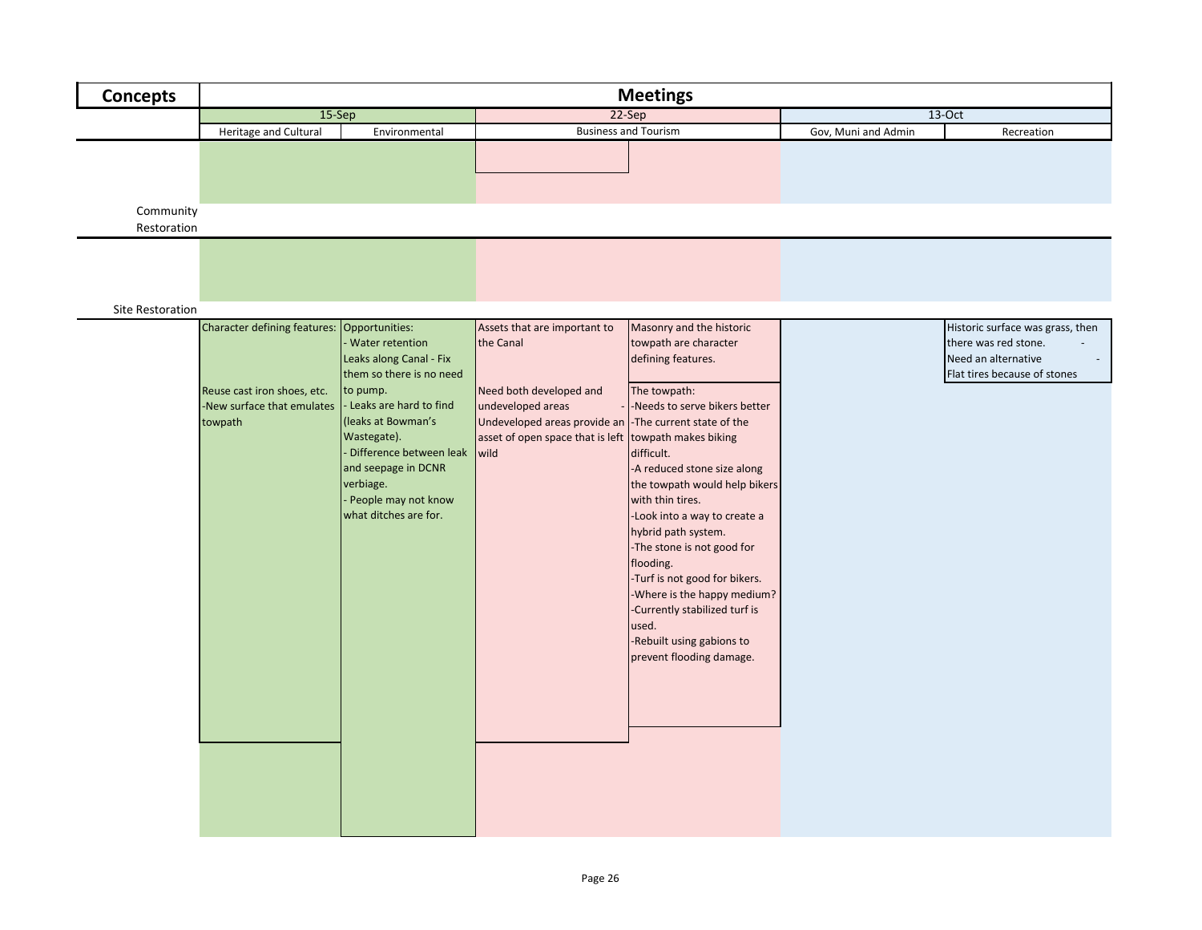| Concepts | Meetings | | | | | |
|---|---|---|---|---|---|---|
| | 15-Sep | | 22-Sep | | 13-Oct | |
| | Heritage and Cultural | Environmental | Business and Tourism | | Gov, Muni and Admin | Recreation |
| Community Restoration | | | | | | |
| Site Restoration | | | | | | |
| | Character defining features:<br><br>Reuse cast iron shoes, etc.<br>-New surface that emulates towpath | Opportunities:<br>- Water retention<br>Leaks along Canal - Fix them so there is no need to pump.<br>- Leaks are hard to find (leaks at Bowman's Wastegate).<br>- Difference between leak and seepage in DCNR verbiage.<br>- People may not know what ditches are for. | Assets that are important to the Canal<br><br>Need both developed and undeveloped areas -<br>Undeveloped areas provide an asset of open space that is left wild | Masonry and the historic towpath are character defining features.<br><br>The towpath:<br>-Needs to serve bikers better<br>-The current state of the towpath makes biking difficult.<br>-A reduced stone size along the towpath would help bikers with thin tires.<br>-Look into a way to create a hybrid path system.<br>-The stone is not good for flooding.<br>-Turf is not good for bikers.<br>-Where is the happy medium?<br>-Currently stabilized turf is used.<br>-Rebuilt using gabions to prevent flooding damage. | | Historic surface was grass, then there was red stone. -<br>Need an alternative -<br>Flat tires because of stones |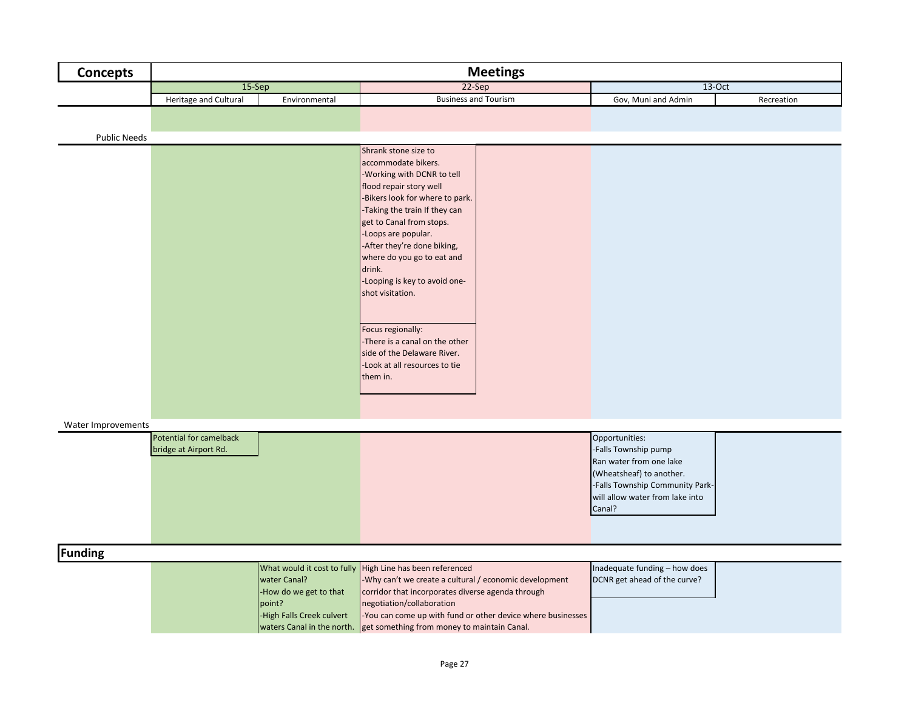| Concepts | Meetings | | | | |
|---|---|---|---|---|---|
| | 15-Sep | | 22-Sep | 13-Oct | |
| | Heritage and Cultural | Environmental | Business and Tourism | Gov, Muni and Admin | Recreation |
| Public Needs | | | | | |
| | | | Shrank stone size to accommodate bikers.<br>-Working with DCNR to tell flood repair story well<br>-Bikers look for where to park.<br>-Taking the train If they can get to Canal from stops.<br>-Loops are popular.<br>-After they're done biking, where do you go to eat and drink.<br>-Looping is key to avoid one-shot visitation. | | |
| | | | Focus regionally:<br>-There is a canal on the other side of the Delaware River.<br>-Look at all resources to tie them in. | | |
| Water Improvements | | | | | |
| | Potential for camelback bridge at Airport Rd. | | | Opportunities:<br>-Falls Township pump<br>Ran water from one lake (Wheatsheaf) to another.<br>-Falls Township Community Park-will allow water from lake into Canal? | |
| **Funding** | | | | | |
| | | What would it cost to fully water Canal?<br>-How do we get to that point?<br>-High Falls Creek culvert waters Canal in the north. | High Line has been referenced<br>-Why can't we create a cultural / economic development corridor that incorporates diverse agenda through negotiation/collaboration<br>-You can come up with fund or other device where businesses get something from money to maintain Canal. | Inadequate funding – how does DCNR get ahead of the curve? | |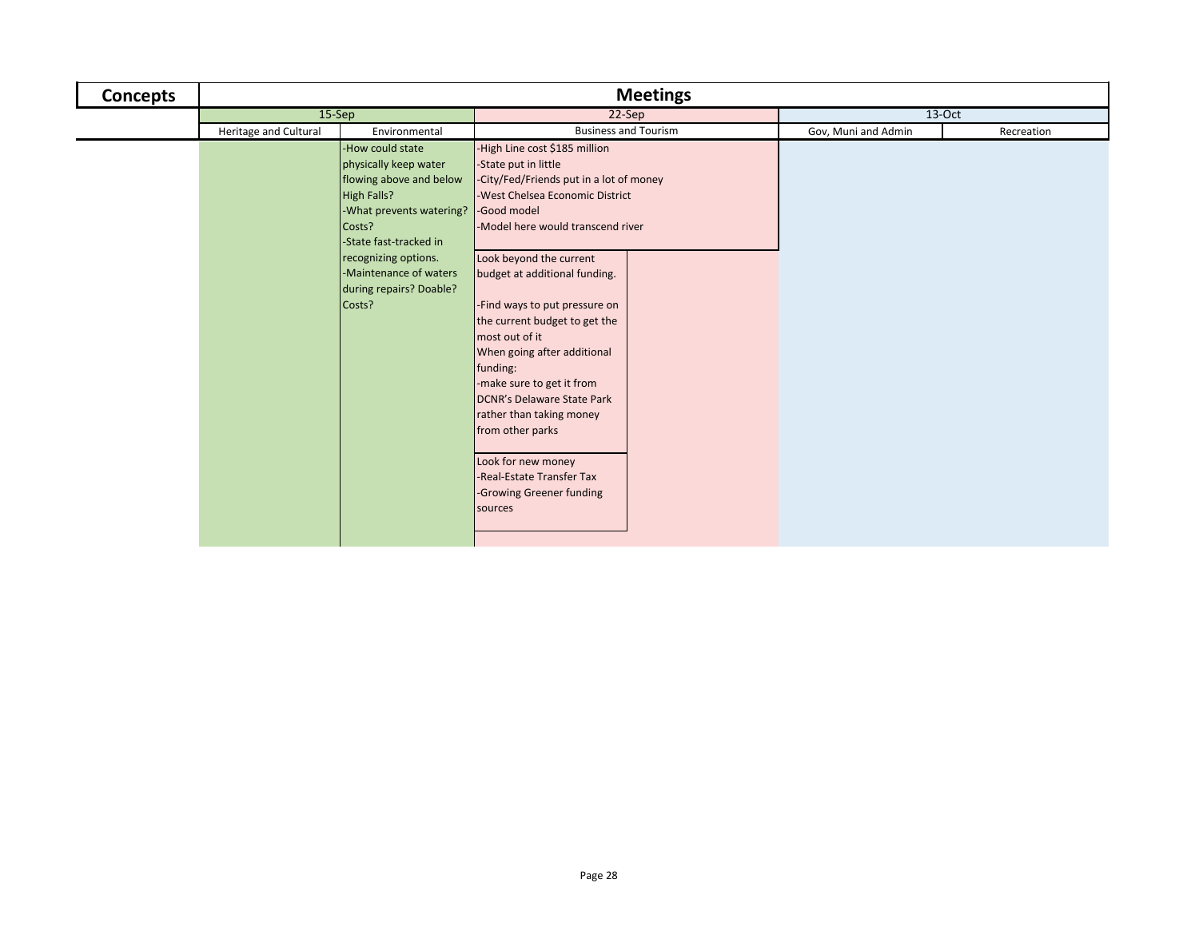| Concepts | Meetings | | | | |
|---|---|---|---|---|---|
| | 15-Sep | | 22-Sep | 13-Oct | |
| | Heritage and Cultural | Environmental | Business and Tourism | Gov, Muni and Admin | Recreation |
| | | -How could state physically keep water flowing above and below High Falls?<br>-What prevents watering? Costs?<br>-State fast-tracked in recognizing options.<br>-Maintenance of waters during repairs? Doable? Costs? | -High Line cost $185 million<br>-State put in little<br>-City/Fed/Friends put in a lot of money<br>-West Chelsea Economic District<br>-Good model<br>-Model here would transcend river<br><br>Look beyond the current budget at additional funding.<br><br>-Find ways to put pressure on the current budget to get the most out of it<br>When going after additional funding:<br>-make sure to get it from DCNR's Delaware State Park rather than taking money from other parks<br><br>Look for new money<br>-Real-Estate Transfer Tax<br>-Growing Greener funding sources | | |